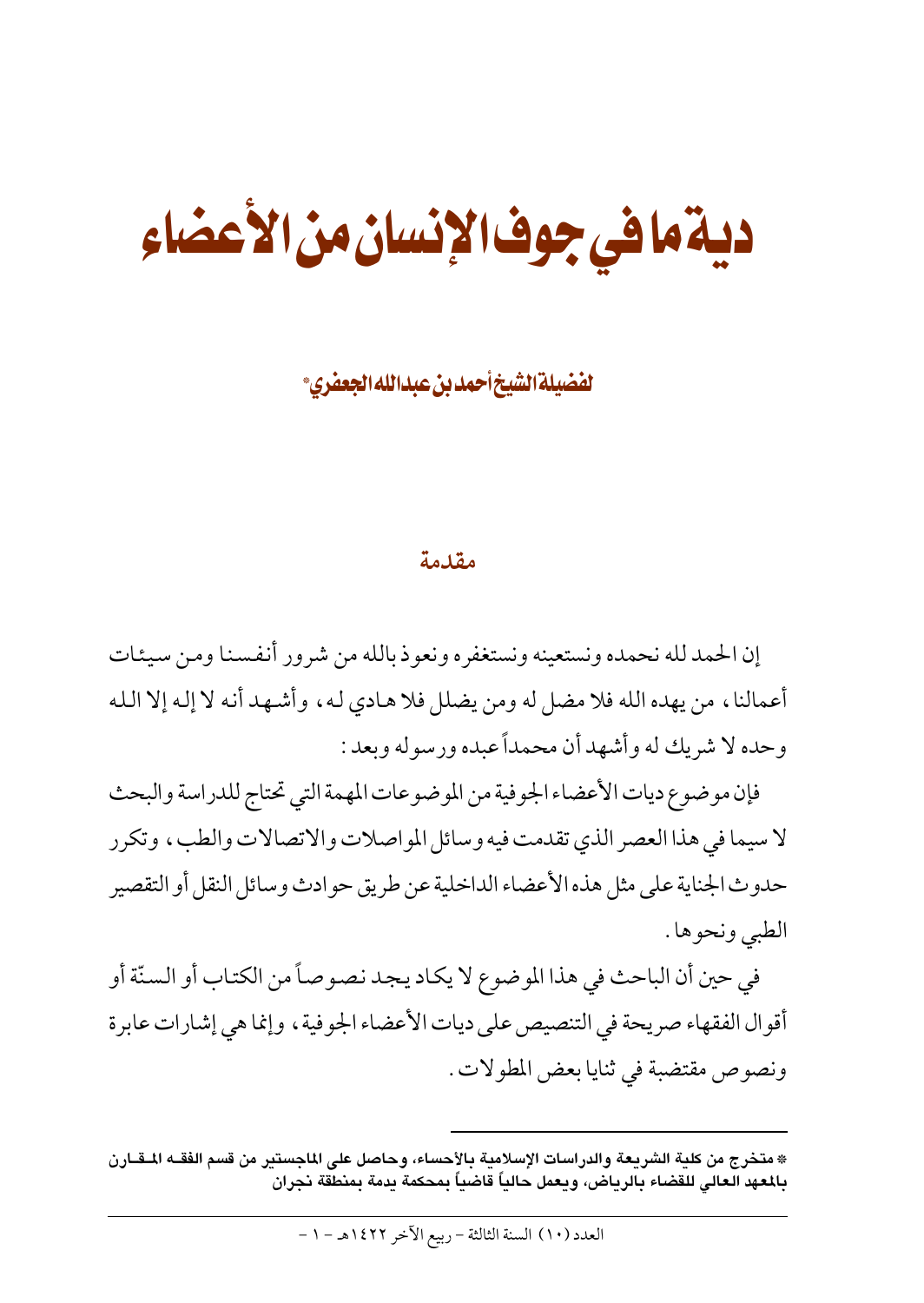# دية ما في جوف الإنسان من الأعضاء

لفضيلة الشيخ أحمد بن عبدالله الجعفري*

## مقدمة

إن الحمد لله نحمده ونستعينه ونستغفره ونعوذ بالله من شرور أنفسنا ومن سيئات أعمالنا، من يهده الله فلا مضل له ومن يضلل فلا هادي له، وأشهد أنه لا إله إلا الله وحده لا شريك له وأشهد أن محمداً عبده ورسوله وبعد:

فإن موضوع ديات الأعضاء الجوفية من الموضوعات المهمة التي تحتاج للدراسة والبحث لا سيما في هذا العصر الذي تقدمت فيه وسائل المواصلات والاتصالات والطب، وتكرر حدوث الجناية على مثل هذه الأعضاء الداخلية عن طريق حوادث وسائل النقل أو التقصير الطبي ونحوها.

في حين أن الباحث في هذا الموضوع لا يكاد يجد نصوصاً من الكتاب أو السنّة أو أقوال الفقهاء صريحة في التنصيص على ديات الأعضاء الجوفية، وإنما هي إشارات عابرة ونصوص مقتضبة في ثنايا بعض المطولات.

---

* متخرج من كلية الشريعة والدراسات الإسلامية بالأحساء، وحاصل على الماجستير من قسم الفقه المقارن بالمعهد العالي للقضاء بالرياض، ويعمل حالياً قاضياً بمحكمة يدمة بمنطقة نجران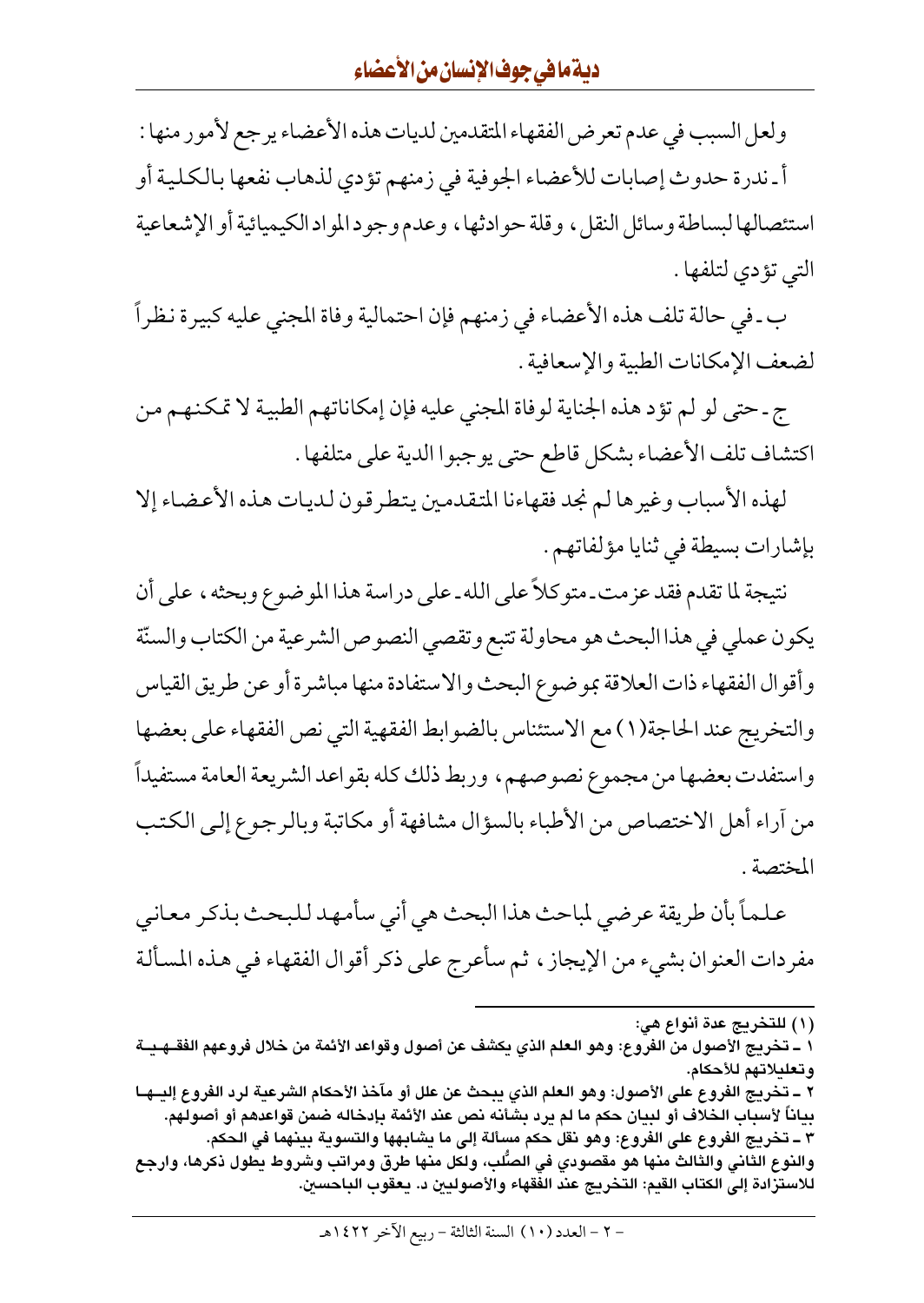ولعل السبب في عدم تعرض الفقهاء المتقدمين لديات هذه الأعضاء يرجع لأمور منها :

أ ـ ندرة حدوث إصابات للأعضاء الجوفية في زمنهم تؤدي لذهاب نفعها بالكلية أو استئصالها لبساطة وسائل النقل، وقلة حوادثها، وعدم وجود المواد الكيميائية أو الإشعاعية التي تؤدي لتلفها .

ب ـ في حالة تلف هذه الأعضاء في زمنهم فإن احتمالية وفاة المجني عليه كبيرة نظراً لضعف الإمكانات الطبية والإسعافية .

ج ـ حتى لو لم تؤد هذه الجناية لوفاة المجني عليه فإن إمكاناتهم الطبية لا تمكنهم من اكتشاف تلف الأعضاء بشكل قاطع حتى يوجبوا الدية على متلفها .

لهذه الأسباب وغيرها لم نجد فقهاءنا المتقدمين يتطرقون لديات هذه الأعضاء إلا بإشارات بسيطة في ثنايا مؤلفاتهم .

نتيجة لما تقدم فقد عزمت ـ متوكلاً على الله ـ على دراسة هذا الموضوع وبحثه، على أن يكون عملي في هذا البحث هو محاولة تتبع وتقصي النصوص الشرعية من الكتاب والسنّة وأقوال الفقهاء ذات العلاقة بموضوع البحث والاستفادة منها مباشرة أو عن طريق القياس والتخريج عند الحاجة(١) مع الاستئناس بالضوابط الفقهية التي نص الفقهاء على بعضها واستفدت بعضها من مجموع نصوصهم، وربط ذلك كله بقواعد الشريعة العامة مستفيداً من آراء أهل الاختصاص من الأطباء بالسؤال مشافهة أو مكاتبة وبالرجوع إلى الكتب المختصة .

علماً بأن طريقة عرضي لمباحث هذا البحث هي أني سأمهد للبحث بذكر معاني مفردات العنوان بشيء من الإيجاز، ثم سأعرج على ذكر أقوال الفقهاء في هذه المسألة

---

(١) للتخريج عدة أنواع هي:

١ ـ تخريج الأصول من الفروع: وهو العلم الذي يكشف عن أصول وقواعد الأئمة من خلال فروعهم الفقهية وتعليلاتهم للأحكام.

٢ ـ تخريج الفروع على الأصول: وهو العلم الذي يبحث عن علل أو مآخذ الأحكام الشرعية لرد الفروع إليها بياناً لأسباب الخلاف أو لبيان حكم ما لم يرد بشأنه نص عند الأئمة بإدخاله ضمن قواعدهم أو أصولهم.

٣ ـ تخريج الفروع على الفروع: وهو نقل حكم مسألة إلى ما يشابهها والتسوية بينهما في الحكم.

والنوع الثاني والثالث منها هو مقصودي في الصُلب، ولكل منها طرق ومراتب وشروط يطول ذكرها، وارجع للاستزادة إلى الكتاب القيم: التخريج عند الفقهاء والأصوليين د. يعقوب الباحسين.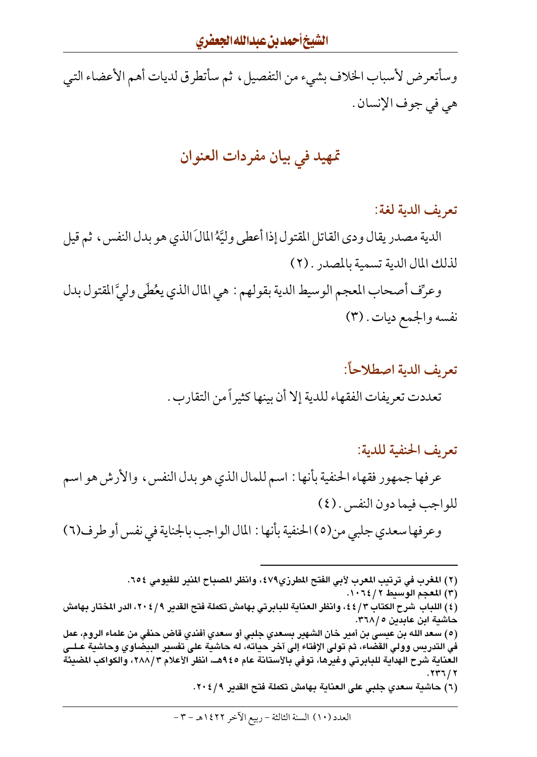وسأتعرض لأسباب الخلاف بشيء من التفصيل، ثم سأتطرق لديات أهم الأعضاء التي هي في جوف الإنسان.

## تمهيد في بيان مفردات العنوان

### تعريف الدية لغة:

الدية مصدر يقال ودى القاتل المقتول إذا أعطى وليَّهُ المالَ الذي هو بدل النفس، ثم قيل لذلك المال الدية تسمية بالمصدر. (٢)

وعرَّف أصحاب المعجم الوسيط الدية بقولهم: هي المال الذي يعُطَى وليَّ المقتول بدل نفسه والجمع ديات. (٣)

### تعريف الدية اصطلاحاً:

تعددت تعريفات الفقهاء للدية إلا أن بينها كثيراً من التقارب.

### تعريف الحنفية للدية:

عرفها جمهور فقهاء الحنفية بأنها: اسم للمال الذي هو بدل النفس، والأرش هو اسم للواجب فيما دون النفس. (٤)

وعرفها سعدي جلبي من(٥) الحنفية بأنها: المال الواجب بالجناية في نفس أو طرف(٦)

---

(٢) المغرب في ترتيب المعرب لأبي الفتح المطرزي٤٧٩، وانظر المصباح المنير للفيومي ٦٥٤.

(٣) المعجم الوسيط ٢/١٠٦٤.

(٤) اللباب شرح الكتاب ٣/٤٤، وانظر العناية للبابرتي بهامش تكملة فتح القدير ٩/٢٠٤، الدر المختار بهامش حاشية ابن عابدين ٥/٣٦٨.

(٥) سعد الله بن عيسى بن أمير خان الشهير بسعدي جلبي أو سعدي أفندي قاض حنفي من علماء الروم، عمل في التدريس وولي القضاء، ثم تولى الإفتاء إلى آخر حياته، له حاشية على تفسير البيضاوي وحاشية على العناية شرح الهداية للبابرتي وغيرها، توفي بالأستانة عام ٩٤٥هـ، انظر الأعلام ٣/٢٨٨، والكواكب المضيئة ٢/٢٣٦.

(٦) حاشية سعدي جلبي على العناية بهامش تكملة فتح القدير ٩/٢٠٤.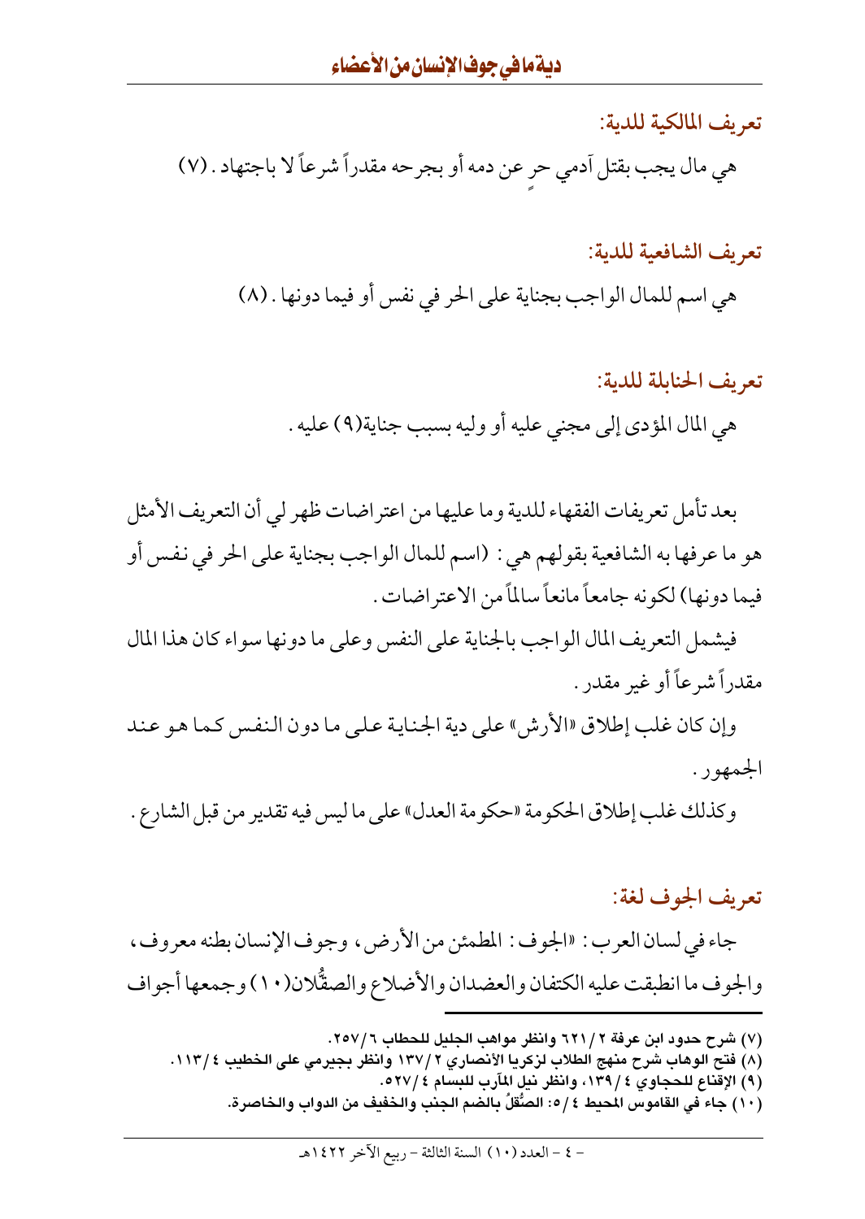### تعريف المالكية للدية:

هي مال يجب بقتل آدمي حرٍ عن دمه أو بجرحه مقدراً شرعاً لا باجتهاد . (٧)

### تعريف الشافعية للدية:

هي اسم للمال الواجب بجناية على الحر في نفس أو فيما دونها . (٨)

### تعريف الحنابلة للدية:

هي المال المؤدى إلى مجني عليه أو وليه بسبب جناية(٩) عليه .

بعد تأمل تعريفات الفقهاء للدية وما عليها من اعتراضات ظهر لي أن التعريف الأمثل هو ما عرفها به الشافعية بقولهم هي : (اسم للمال الواجب بجناية على الحر في نفس أو فيما دونها) لكونه جامعاً مانعاً سالماً من الاعتراضات .

فيشمل التعريف المال الواجب بالجناية على النفس وعلى ما دونها سواء كان هذا المال مقدراً شرعاً أو غير مقدر .

وإن كان غلب إطلاق «الأرش» على دية الجناية على ما دون النفس كما هو عند الجمهور .

وكذلك غلب إطلاق الحكومة «حكومة العدل» على ما ليس فيه تقدير من قبل الشارع .

### تعريف الجوف لغة:

جاء في لسان العرب : «الجوف : المطمئن من الأرض ، وجوف الإنسان بطنه معروف ، والجوف ما انطبقت عليه الكتفان والعضدان والأضلاع والصقُّلان(١٠) وجمعها أجواف

---

(٧) شرح حدود ابن عرفة ٢ / ٦٢١ وانظر مواهب الجليل للحطاب ٦ / ٢٥٧.

(٨) فتح الوهاب شرح منهج الطلاب لزكريا الأنصاري ٢ / ١٣٧ وانظر بجيرمي على الخطيب ٤ / ١١٣.

(٩) الإقناع للحجاوي ٤ / ١٣٩، وانظر نيل المآرب للبسام ٤ / ٥٢٧.

(١٠) جاء في القاموس المحيط ٤ / ٥: الصُّقلُ بالضم الجنب والخفيف من الدواب والخاصرة.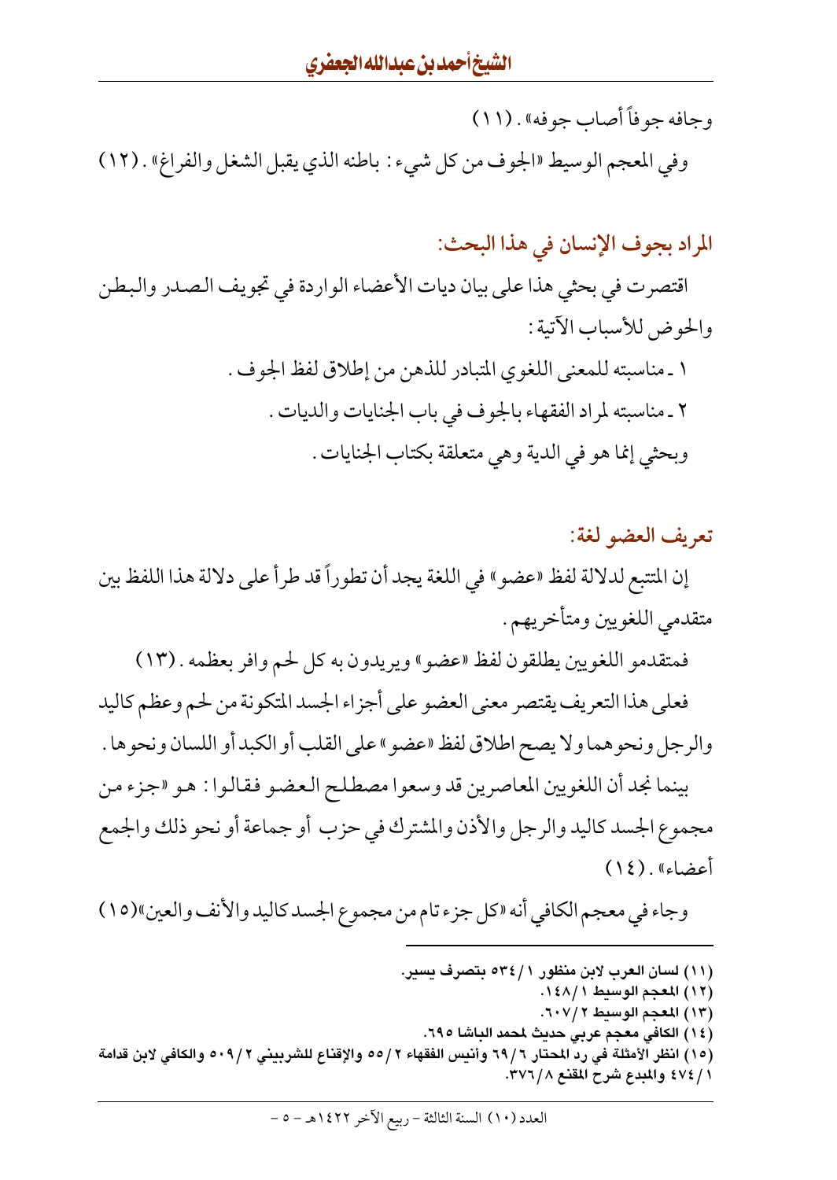وجافه جوفاً أصاب جوفه» . (١١)

وفي المعجم الوسيط «الجوف من كل شيء : باطنه الذي يقبل الشغل والفراغ» . (١٢)

## المراد بجوف الإنسان في هذا البحث:

اقتصرت في بحثي هذا على بيان ديات الأعضاء الواردة في تجويف الصدر والبطن والحوض للأسباب الآتية :

١ ـ مناسبته للمعنى اللغوي المتبادر للذهن من إطلاق لفظ الجوف .

٢ ـ مناسبته لمراد الفقهاء بالجوف في باب الجنايات والديات .

وبحثي إنما هو في الدية وهي متعلقة بكتاب الجنايات .

## تعريف العضو لغة:

إن المتتبع لدلالة لفظ «عضو» في اللغة يجد أن تطوراً قد طرأ على دلالة هذا اللفظ بين متقدمي اللغويين ومتأخريهم .

فمتقدمو اللغويين يطلقون لفظ «عضو» ويريدون به كل لحم وافر بعظمه . (١٣)

فعلى هذا التعريف يقتصر معنى العضو على أجزاء الجسد المتكونة من لحم وعظم كاليد والرجل ونحوهما ولا يصح اطلاق لفظ «عضو» على القلب أو الكبد أو اللسان ونحوها .

بينما نجد أن اللغويين المعاصرين قد وسعوا مصطلح العضو فقالوا : هو «جزء من مجموع الجسد كاليد والرجل والأذن والمشترك في حزب أو جماعة أو نحو ذلك والجمع أعضاء» . (١٤)

وجاء في معجم الكافي أنه «كل جزء تام من مجموع الجسد كاليد والأنف والعين»(١٥)

---

(١١) لسان العرب لابن منظور ١/٥٣٤ بتصرف يسير.

(١٢) المعجم الوسيط ١/١٤٨.

(١٣) المعجم الوسيط ٢/٦٠٧.

(١٤) الكافي معجم عربي حديث لمحمد الباشا ٦٩٥.

(١٥) انظر الأمثلة في رد المحتار ٦/٦٩ وأنيس الفقهاء ٢/٥٥ والإقناع للشربيني ٢/٥٠٩ والكافي لابن قدامة ١/٤٧٤ والمبدع شرح المقنع ٨/٣٧٦.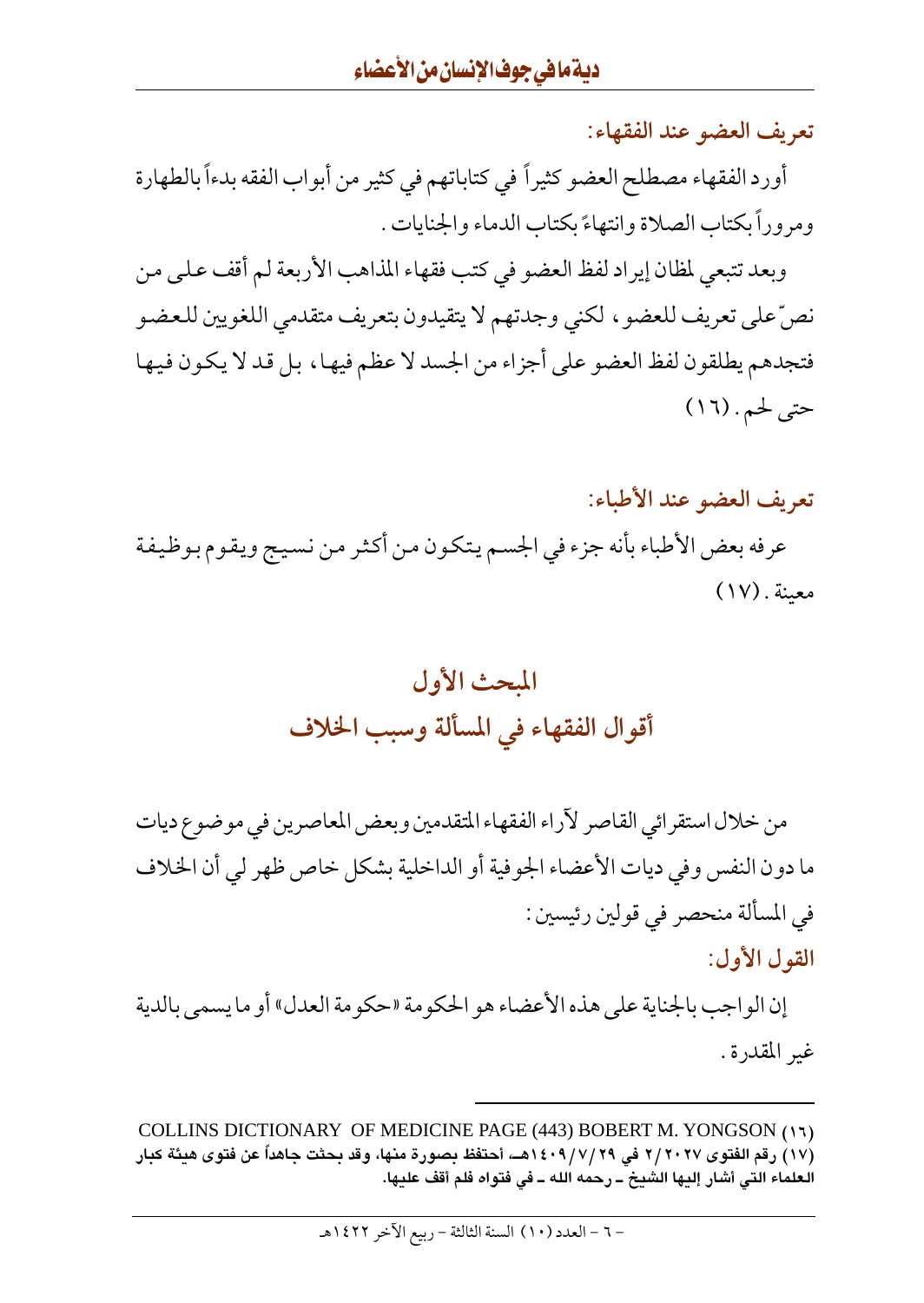### تعريف العضو عند الفقهاء:

أورد الفقهاء مصطلح العضو كثيراً في كتاباتهم في كثير من أبواب الفقه بدءاً بالطهارة ومروراً بكتاب الصلاة وانتهاءً بكتاب الدماء والجنايات .

وبعد تتبعي لمظان إيراد لفظ العضو في كتب فقهاء المذاهب الأربعة لم أقف على من نصّ على تعريف للعضو ، لكني وجدتهم لا يتقيدون بتعريف متقدمي اللغويين للعضو فتجدهم يطلقون لفظ العضو على أجزاء من الجسد لا عظم فيها ، بل قد لا يكون فيها حتى لحم . (١٦)

### تعريف العضو عند الأطباء:

عرفه بعض الأطباء بأنه جزء في الجسم يتكون من أكثر من نسيج ويقوم بوظيفة معينة . (١٧)

## المبحث الأول
## أقوال الفقهاء في المسألة وسبب الخلاف

من خلال استقرائي القاصر لآراء الفقهاء المتقدمين وبعض المعاصرين في موضوع ديات ما دون النفس وفي ديات الأعضاء الجوفية أو الداخلية بشكل خاص ظهر لي أن الخلاف في المسألة منحصر في قولين رئيسين :

### القول الأول:

إن الواجب بالجناية على هذه الأعضاء هو الحكومة «حكومة العدل» أو ما يسمى بالدية غير المقدرة .

---

(١٦) COLLINS DICTIONARY OF MEDICINE PAGE (443) BOBERT M. YONGSON

(١٧) **رقم الفتوى ٢/٢٠٢٧ في ١٤٠٩/٧/٢٩هـ، أحتفظ بصورة منها، وقد بحثت جاهداً عن فتوى هيئة كبار العلماء التي أشار إليها الشيخ ـ رحمه الله ـ في فتواه فلم أقف عليها.**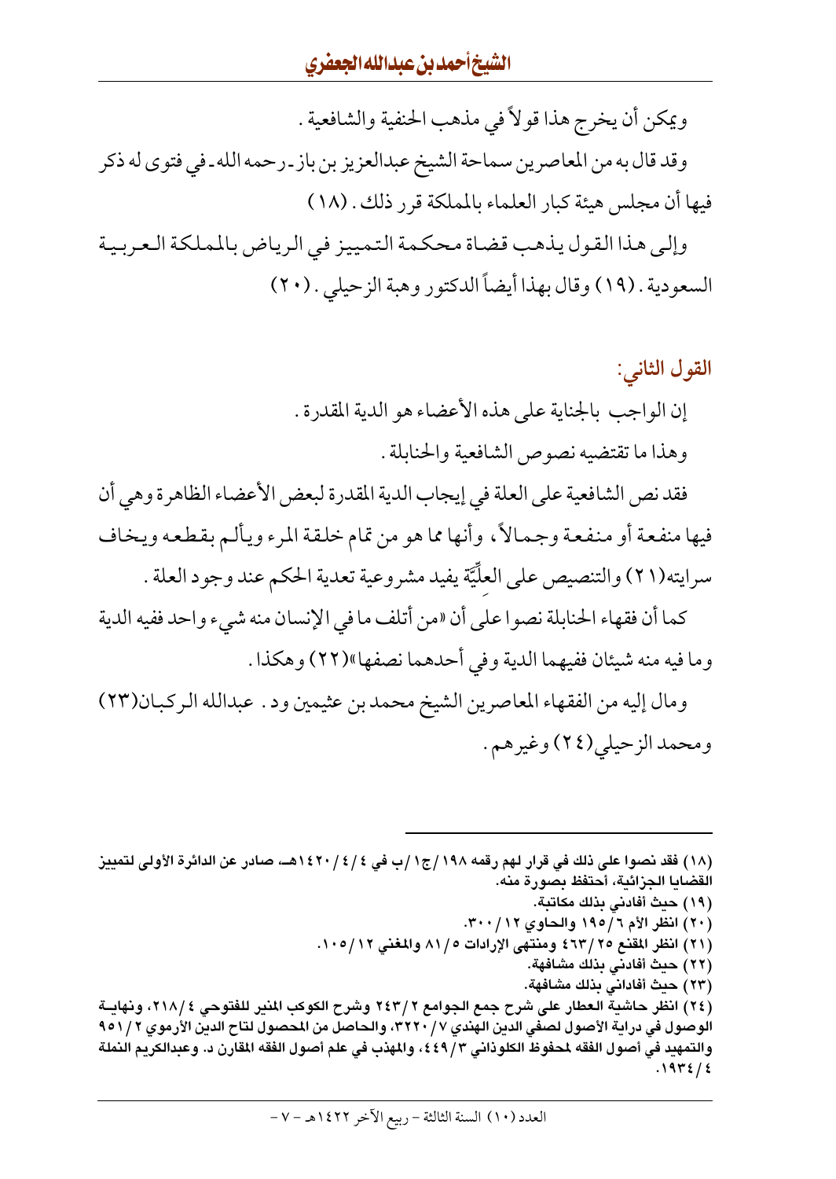ويمكن أن يخرج هذا قولاً في مذهب الحنفية والشافعية .

وقد قال به من المعاصرين سماحة الشيخ عبدالعزيز بن باز ـ رحمه الله ـ في فتوى له ذكر فيها أن مجلس هيئة كبار العلماء بالمملكة قرر ذلك . (١٨)

وإلى هذا القول يذهب قضاة محكمة التمييز في الرياض بالمملكة العربية السعودية . (١٩) وقال بهذا أيضاً الدكتور وهبة الزحيلي . (٢٠)

## القول الثاني:

إن الواجب بالجناية على هذه الأعضاء هو الدية المقدرة .

وهذا ما تقتضيه نصوص الشافعية والحنابلة .

فقد نص الشافعية على العلة في إيجاب الدية المقدرة لبعض الأعضاء الظاهرة وهي أن فيها منفعة أو منفعة وجمالاً ، وأنها مما هو من تمام خلقة المرء ويألم بقطعه ويخاف سرايته(٢١) والتنصيص على العلِّيَّة يفيد مشروعية تعدية الحكم عند وجود العلة .

كما أن فقهاء الحنابلة نصوا على أن «من أتلف ما في الإنسان منه شيء واحد ففيه الدية وما فيه منه شيئان ففيهما الدية وفي أحدهما نصفها»(٢٢) وهكذا .

ومال إليه من الفقهاء المعاصرين الشيخ محمد بن عثيمين ود . عبدالله الركبان(٢٣) ومحمد الزحيلي(٢٤) وغيرهم .

---

(١٨) فقد نصوا على ذلك في قرار لهم رقمه ١٩٨/ج١/ب في ٤/٤/١٤٢٠هـ، صادر عن الدائرة الأولى لتمييز القضايا الجزائية، أحتفظ بصورة منه.

(١٩) حيث أفادني بذلك مكاتبة.

(٢٠) انظر الأم ١٩٥/٦ والحاوي ٣٠٠/١٢.

(٢١) انظر المقنع ٤٦٣/٢٥ ومنتهى الإرادات ٨١/٥ والمغني ١٠٥/١٢.

(٢٢) حيث أفادني بذلك مشافهة.

(٢٣) حيث أفادني بذلك مشافهة.

(٢٤) انظر حاشية العطار على شرح جمع الجوامع ٢٤٣/٢ وشرح الكوكب المنير للفتوحي ٢١٨/٤، ونهاية الوصول في دراية الأصول لصفي الدين الهندي ٣٢٢٠/٧، والحاصل من المحصول لتاج الدين الأرموي ٩٥١/٢ والتمهيد في أصول الفقه لمحفوظ الكلوذاني ٤٤٩/٣، والمهذب في علم أصول الفقه المقارن د. وعبدالكريم النملة ١٩٣٤/٤.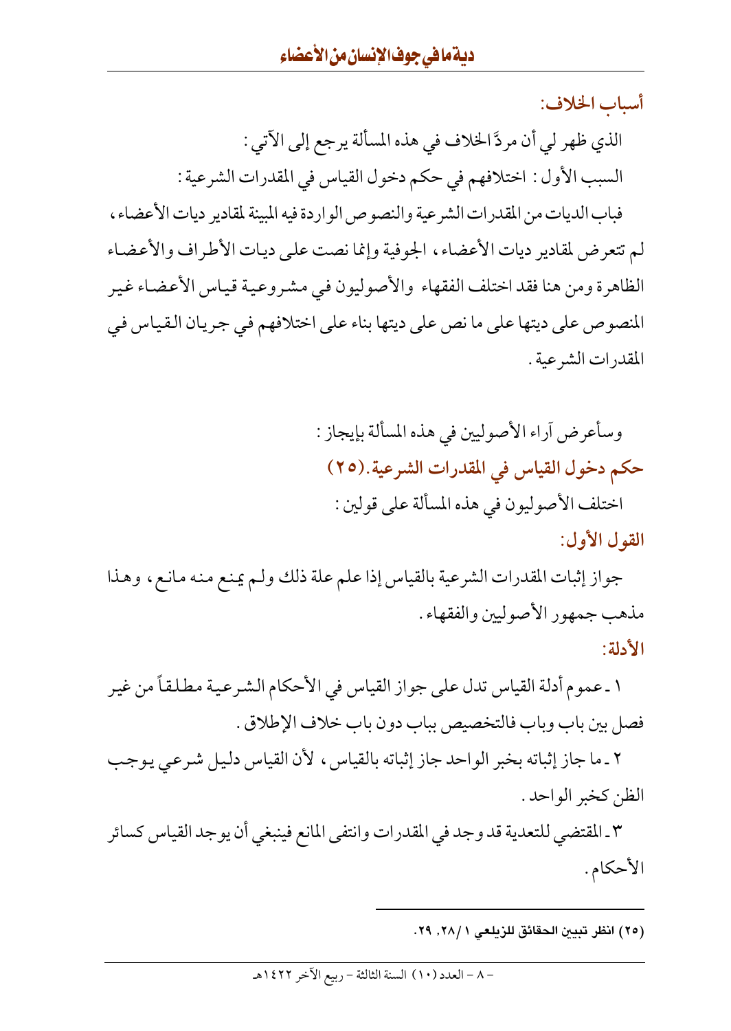أسباب الخلاف:

الذي ظهر لي أن مردَّ الخلاف في هذه المسألة يرجع إلى الآتي :

السبب الأول : اختلافهم في حكم دخول القياس في المقدرات الشرعية :

فباب الديات من المقدرات الشرعية والنصوص الواردة فيه المبينة لمقادير ديات الأعضاء، لم تتعرض لمقادير ديات الأعضاء، الجوفية وإنما نصت على ديات الأطراف والأعضاء الظاهرة ومن هنا فقد اختلف الفقهاء والأصوليون في مشروعية قياس الأعضاء غير المنصوص على ديتها على ما نص على ديتها بناء على اختلافهم في جريان القياس في المقدرات الشرعية.

وسأعرض آراء الأصوليين في هذه المسألة بإيجاز :

## حكم دخول القياس في المقدرات الشرعية.(٢٥)

اختلف الأصوليون في هذه المسألة على قولين :

### القول الأول:

جواز إثبات المقدرات الشرعية بالقياس إذا علم علة ذلك ولم يمنع منه مانع، وهذا مذهب جمهور الأصوليين والفقهاء.

### الأدلة:

١ ـ عموم أدلة القياس تدل على جواز القياس في الأحكام الشرعية مطلقاً من غير فصل بين باب وباب فالتخصيص بباب دون باب خلاف الإطلاق.

٢ ـ ما جاز إثباته بخبر الواحد جاز إثباته بالقياس، لأن القياس دليل شرعي يوجب الظن كخبر الواحد.

٣ ـ المقتضي للتعدية قد وجد في المقدرات وانتفى المانع فينبغي أن يوجد القياس كسائر الأحكام.

---

(٢٥) انظر تبيين الحقائق للزيلعي ١/ ٢٨، ٢٩.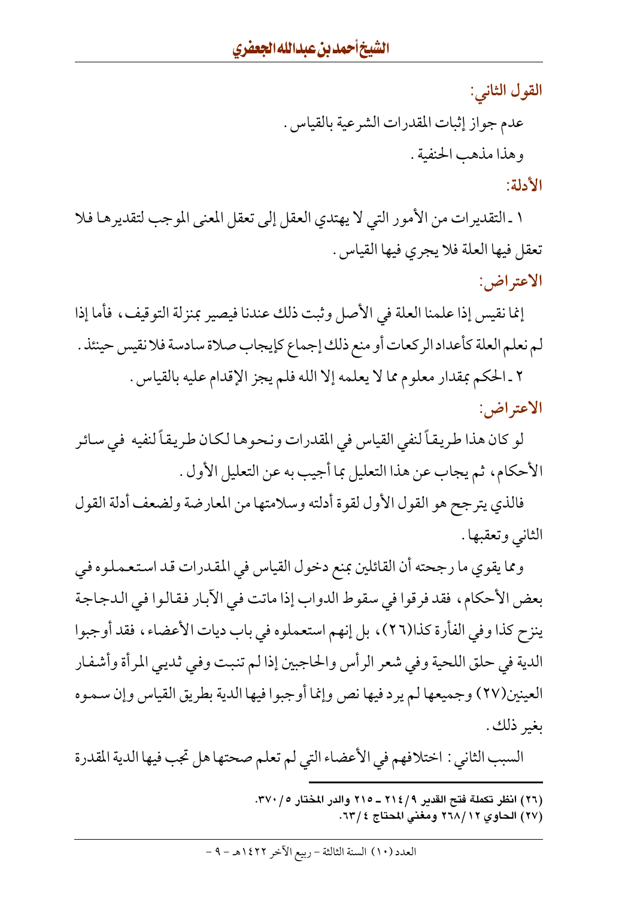**القول الثاني:**

عدم جواز إثبات المقدرات الشرعية بالقياس.

وهذا مذهب الحنفية.

**الأدلة:**

١ ـ التقديرات من الأمور التي لا يهتدي العقل إلى تعقل المعنى الموجب لتقديرها فلا تعقل فيها العلة فلا يجري فيها القياس.

**الاعتراض:**

إنما نقيس إذا علمنا العلة في الأصل وثبت ذلك عندنا فيصير بمنزلة التوقيف، فأما إذا لم نعلم العلة كأعداد الركعات أو منع ذلك إجماع كإيجاب صلاة سادسة فلا نقيس حينئذ.

٢ ـ الحكم بمقدار معلوم مما لا يعلمه إلا الله فلم يجز الإقدام عليه بالقياس.

**الاعتراض:**

لو كان هذا طريقاً لنفي القياس في المقدرات ونحوها لكان طريقاً لنفيه في سائر الأحكام، ثم يجاب عن هذا التعليل بما أجيب به عن التعليل الأول.

فالذي يترجح هو القول الأول لقوة أدلته وسلامتها من المعارضة ولضعف أدلة القول الثاني وتعقبها.

ومما يقوي ما رجحته أن القائلين بمنع دخول القياس في المقدرات قد استعملوه في بعض الأحكام، فقد فرقوا في سقوط الدواب إذا ماتت في الآبار فقالوا في الدجاجة ينزح كذا وفي الفأرة كذا(٢٦)، بل إنهم استعملوه في باب ديات الأعضاء، فقد أوجبوا الدية في حلق اللحية وفي شعر الرأس والحاجبين إذا لم تنبت وفي ثديي المرأة وأشفار العينين(٢٧) وجميعها لم يرد فيها نص وإنما أوجبوا فيها الدية بطريق القياس وإن سموه بغير ذلك.

السبب الثاني: اختلافهم في الأعضاء التي لم تعلم صحتها هل تجب فيها الدية المقدرة

---

(٢٦) انظر تكملة فتح القدير ٩/٢١٤ ـ ٢١٥ والدر المختار ٥/٣٧٠.

(٢٧) الحاوي ١٢/٢٦٨ ومغني المحتاج ٤/٦٣.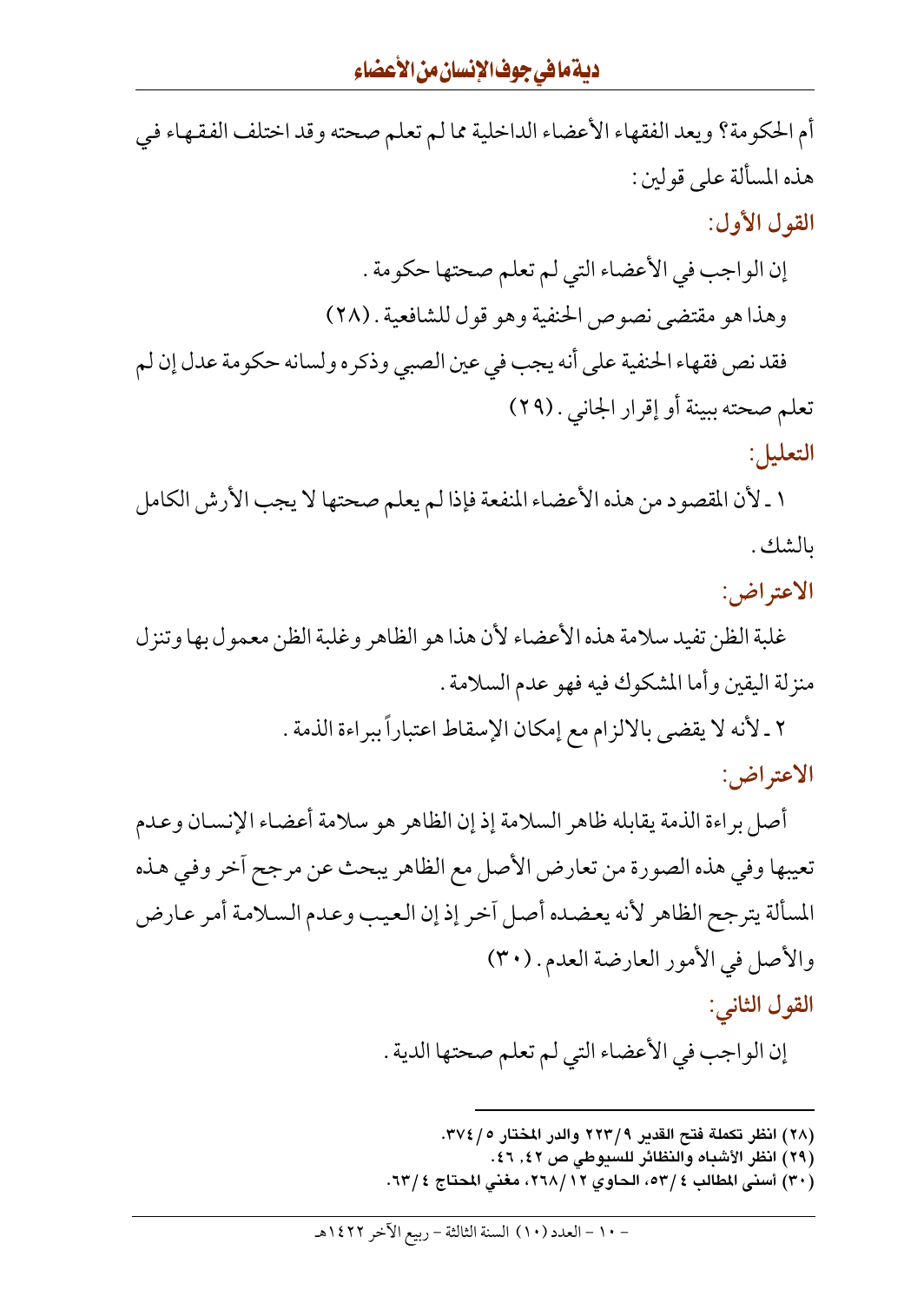أم الحكومة؟ ويعد الفقهاء الأعضاء الداخلية مما لم تعلم صحته وقد اختلف الفقهاء في هذه المسألة على قولين:

**القول الأول:**

إن الواجب في الأعضاء التي لم تعلم صحتها حكومة.

وهذا هو مقتضى نصوص الحنفية وهو قول للشافعية. (٢٨)

فقد نص فقهاء الحنفية على أنه يجب في عين الصبي وذكره ولسانه حكومة عدل إن لم تعلم صحته ببينة أو إقرار الجاني. (٢٩)

**التعليل:**

١ ـ لأن المقصود من هذه الأعضاء المنفعة فإذا لم يعلم صحتها لا يجب الأرش الكامل بالشك.

**الاعتراض:**

غلبة الظن تفيد سلامة هذه الأعضاء لأن هذا هو الظاهر وغلبة الظن معمول بها وتنزل منزلة اليقين وأما المشكوك فيه فهو عدم السلامة.

٢ ـ لأنه لا يقضى بالالزام مع إمكان الإسقاط اعتباراً ببراءة الذمة.

**الاعتراض:**

أصل براءة الذمة يقابله ظاهر السلامة إذ إن الظاهر هو سلامة أعضاء الإنسان وعدم تعيبها وفي هذه الصورة من تعارض الأصل مع الظاهر يبحث عن مرجح آخر وفي هذه المسألة يترجح الظاهر لأنه يعضده أصل آخر إذ إن العيب وعدم السلامة أمر عارض والأصل في الأمور العارضة العدم. (٣٠)

**القول الثاني:**

إن الواجب في الأعضاء التي لم تعلم صحتها الدية.

---

(٢٨) انظر تكملة فتح القدير ٩/٢٢٣ والدر المختار ٥/٣٧٤.

(٢٩) انظر الأشباه والنظائر للسيوطي ص ٤٢، ٤٦.

(٣٠) أسنى المطالب ٤/٥٣، الحاوي ١٢/٢٦٨، مغني المحتاج ٤/٦٣.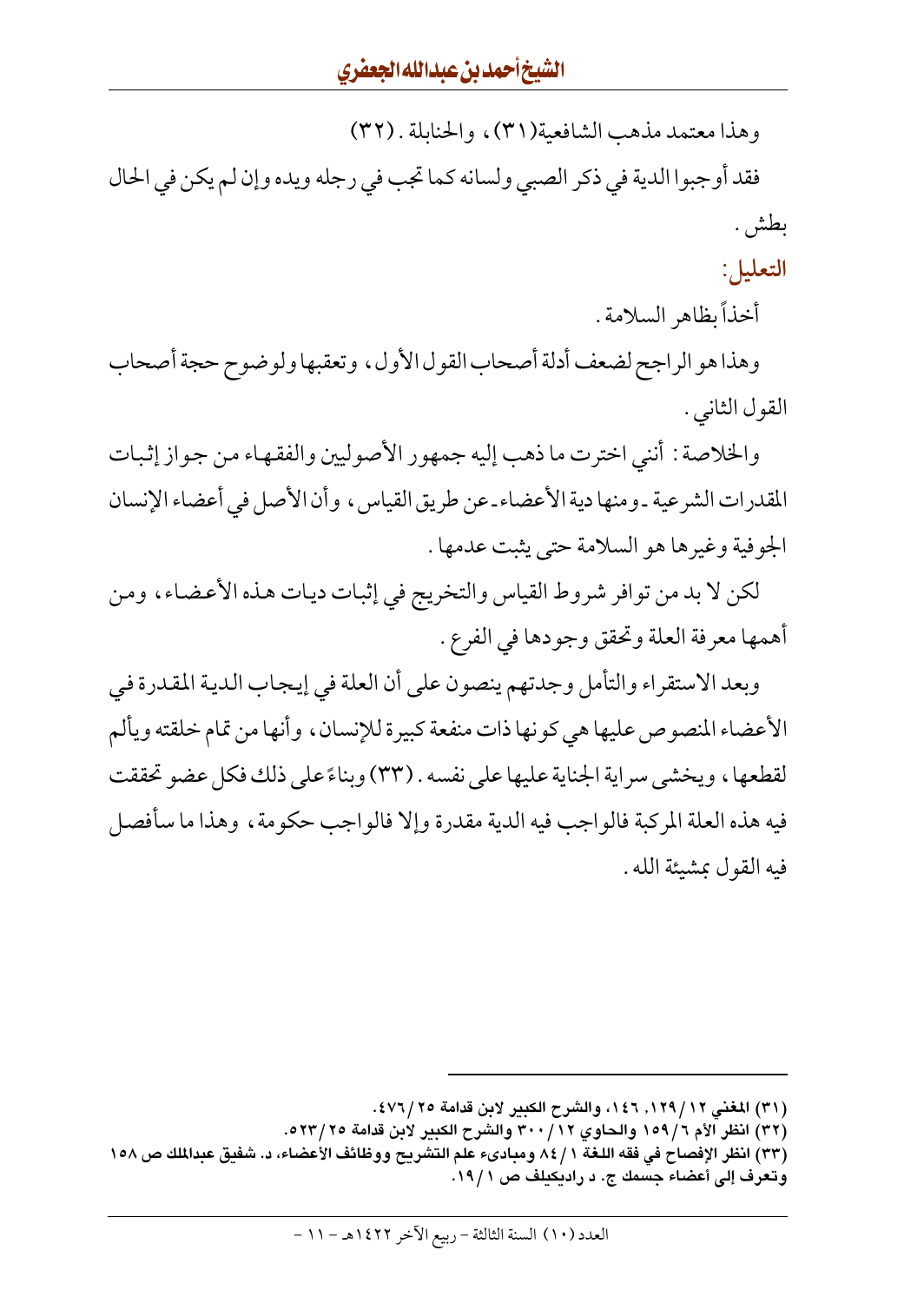وهذا معتمد مذهب الشافعية(٣١)، والحنابلة. (٣٢)

فقد أوجبوا الدية في ذكر الصبي ولسانه كما تجب في رجله ويده وإن لم يكن في الحال بطش.

**التعليل:**

أخذاً بظاهر السلامة.

وهذا هو الراجح لضعف أدلة أصحاب القول الأول، وتعقبها ولوضوح حجة أصحاب القول الثاني.

والخلاصة: أنني اخترت ما ذهب إليه جمهور الأصوليين والفقهاء من جواز إثبات المقدرات الشرعية ـ ومنها دية الأعضاء ـ عن طريق القياس، وأن الأصل في أعضاء الإنسان الجوفية وغيرها هو السلامة حتى يثبت عدمها.

لكن لا بد من توافر شروط القياس والتخريج في إثبات ديات هذه الأعضاء، ومن أهمها معرفة العلة وتحقق وجودها في الفرع.

وبعد الاستقراء والتأمل وجدتهم ينصون على أن العلة في إيجاب الدية المقدرة في الأعضاء المنصوص عليها هي كونها ذات منفعة كبيرة للإنسان، وأنها من تمام خلقته ويألم لقطعها، ويخشى سراية الجناية عليها على نفسه. (٣٣) وبناءً على ذلك فكل عضو تحققت فيه هذه العلة المركبة فالواجب فيه الدية مقدرة وإلا فالواجب حكومة، وهذا ما سأفصل فيه القول بمشيئة الله.

---

(٣١) المغني ١٢/١٢٩، ١٤٦، والشرح الكبير لابن قدامة ٢٥/٤٧٦.

(٣٢) انظر الأم ٦/١٥٩ والحاوي ١٢/٣٠٠ والشرح الكبير لابن قدامة ٢٥/٥٢٣.

(٣٣) انظر الإفصاح في فقه اللغة ١/٨٤ ومبادىء علم التشريح ووظائف الأعضاء، د. شفيق عبدالملك ص ١٥٨ وتعرف إلى أعضاء جسمك ج. د راديكيلف ص ١/١٩.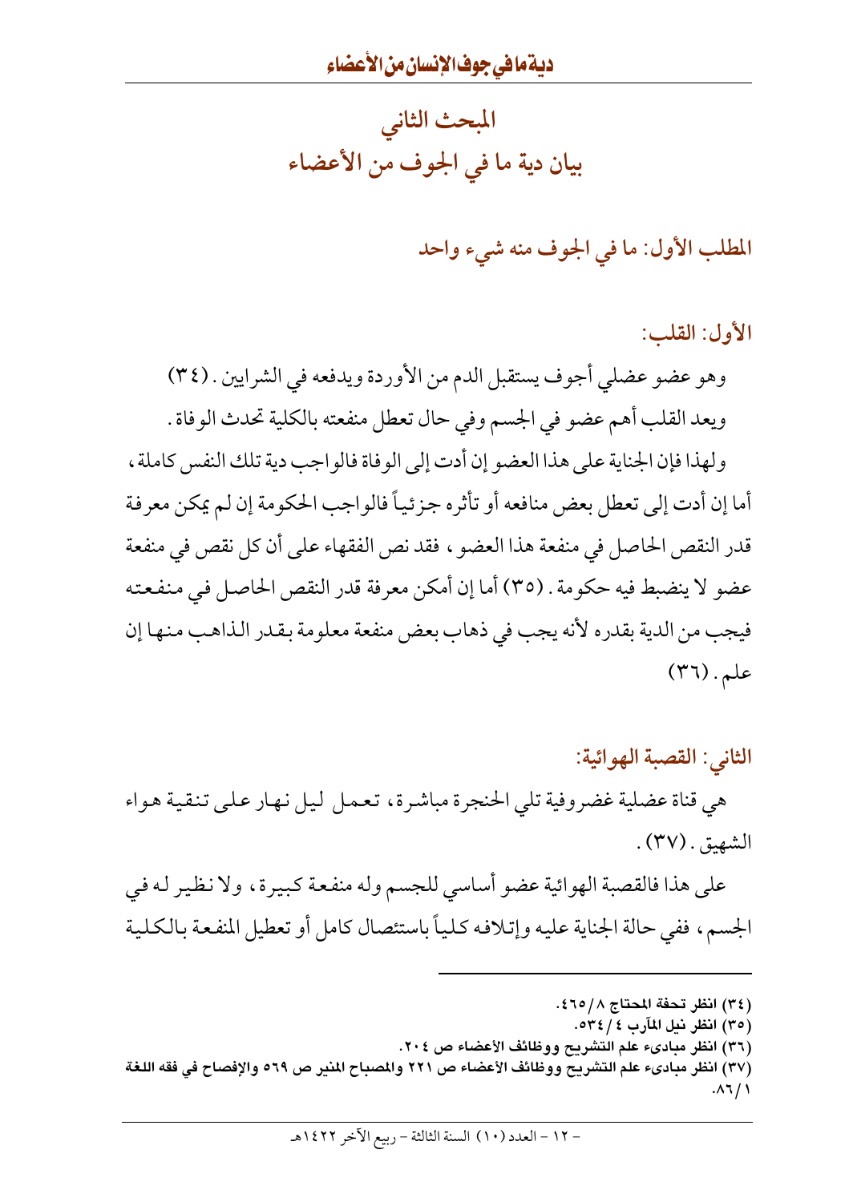## المبحث الثاني
## بيان دية ما في الجوف من الأعضاء

### المطلب الأول: ما في الجوف منه شيء واحد

**الأول: القلب:**

وهو عضو عضلي أجوف يستقبل الدم من الأوردة ويدفعه في الشرايين. (٣٤)

ويعد القلب أهم عضو في الجسم وفي حال تعطل منفعته بالكلية تحدث الوفاة.

ولهذا فإن الجناية على هذا العضو إن أدت إلى الوفاة فالواجب دية تلك النفس كاملة، أما إن أدت إلى تعطل بعض منافعه أو تأثره جزئياً فالواجب الحكومة إن لم يمكن معرفة قدر النقص الحاصل في منفعة هذا العضو، فقد نص الفقهاء على أن كل نقص في منفعة عضو لا ينضبط فيه حكومة. (٣٥) أما إن أمكن معرفة قدر النقص الحاصل في منفعته فيجب من الدية بقدره لأنه يجب في ذهاب بعض منفعة معلومة بقدر الذاهب منها إن علم. (٣٦)

**الثاني: القصبة الهوائية:**

هي قناة عضلية غضروفية تلي الحنجرة مباشرة، تعمل ليل نهار على تنقية هواء الشهيق. (٣٧).

على هذا فالقصبة الهوائية عضو أساسي للجسم وله منفعة كبيرة، ولا نظير له في الجسم، ففي حالة الجناية عليه وإتلافه كلياً باستئصال كامل أو تعطيل المنفعة بالكلية

---

(٣٤) انظر تحفة المحتاج ٨/٤٦٥.

(٣٥) انظر نيل المآرب ٤/٥٣٤.

(٣٦) انظر مبادىء علم التشريح ووظائف الأعضاء ص ٢٠٤.

(٣٧) انظر مبادىء علم التشريح ووظائف الأعضاء ص ٢٢١ والمصباح المنير ص ٥٦٩ والإفصاح في فقه اللغة ١/٨٦.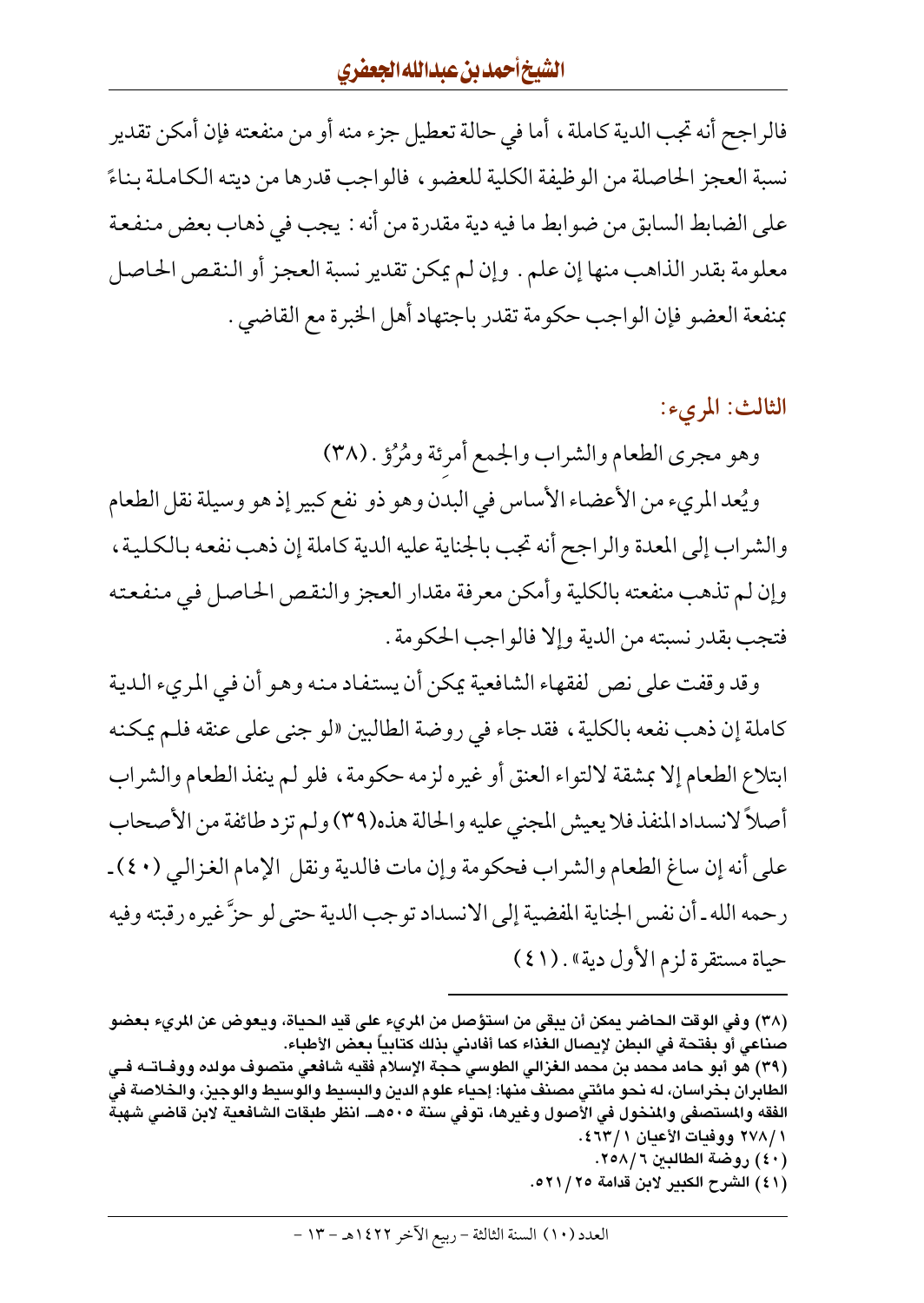فالراجح أنه تجب الدية كاملة، أما في حالة تعطيل جزء منه أو من منفعته فإن أمكن تقدير نسبة العجز الحاصلة من الوظيفة الكلية للعضو، فالواجب قدرها من ديته الكاملة بناءً على الضابط السابق من ضوابط ما فيه دية مقدرة من أنه: يجب في ذهاب بعض منفعة معلومة بقدر الذاهب منها إن علم. وإن لم يمكن تقدير نسبة العجز أو النقص الحاصل بمنفعة العضو فإن الواجب حكومة تقدر باجتهاد أهل الخبرة مع القاضي.

## الثالث: المريء:

وهو مجرى الطعام والشراب والجمع أمرِئة ومُرُؤ. (٣٨)

ويُعد المريء من الأعضاء الأساس في البدن وهو ذو نفع كبير إذ هو وسيلة نقل الطعام والشراب إلى المعدة والراجح أنه تجب بالجناية عليه الدية كاملة إن ذهب نفعه بالكلية، وإن لم تذهب منفعته بالكلية وأمكن معرفة مقدار العجز والنقص الحاصل في منفعته فتجب بقدر نسبته من الدية وإلا فالواجب الحكومة.

وقد وقفت على نص لفقهاء الشافعية يمكن أن يستفاد منه وهو أن في المريء الدية كاملة إن ذهب نفعه بالكلية، فقد جاء في روضة الطالبين «لو جنى على عنقه فلم يمكنه ابتلاع الطعام إلا بمشقة لالتواء العنق أو غيره لزمه حكومة، فلو لم ينفذ الطعام والشراب أصلاً لانسداد المنفذ فلا يعيش المجني عليه والحالة هذه(٣٩) ولم تزد طائفة من الأصحاب على أنه إن ساغ الطعام والشراب فحكومة وإن مات فالدية ونقل الإمام الغزالي (٤٠) ـ رحمه الله ـ أن نفس الجناية المفضية إلى الانسداد توجب الدية حتى لو حزَّ غيره رقبته وفيه حياة مستقرة لزم الأول دية». (٤١)

---

(٣٨) وفي الوقت الحاضر يمكن أن يبقى من استؤصل من المريء على قيد الحياة، ويعوض عن المريء بعضو صناعي أو بفتحة في البطن لإيصال الغذاء كما أفادني بذلك كتابياً بعض الأطباء.

(٣٩) هو أبو حامد محمد بن محمد الغزالي الطوسي حجة الإسلام فقيه شافعي متصوف مولده ووفاته في الطابران بخراسان، له نحو مائتي مصنف منها: إحياء علوم الدين والبسيط والوسيط والوجيز، والخلاصة في الفقه والمستصفى والمنخول في الأصول وغيرها، توفي سنة ٥٠٥هـ. انظر طبقات الشافعية لابن قاضي شهبة ٢٧٨/١ ووفيات الأعيان ٤٦٣/١.

(٤٠) روضة الطالبين ٢٥٨/٦.

(٤١) الشرح الكبير لابن قدامة ٥٢١/٢٥.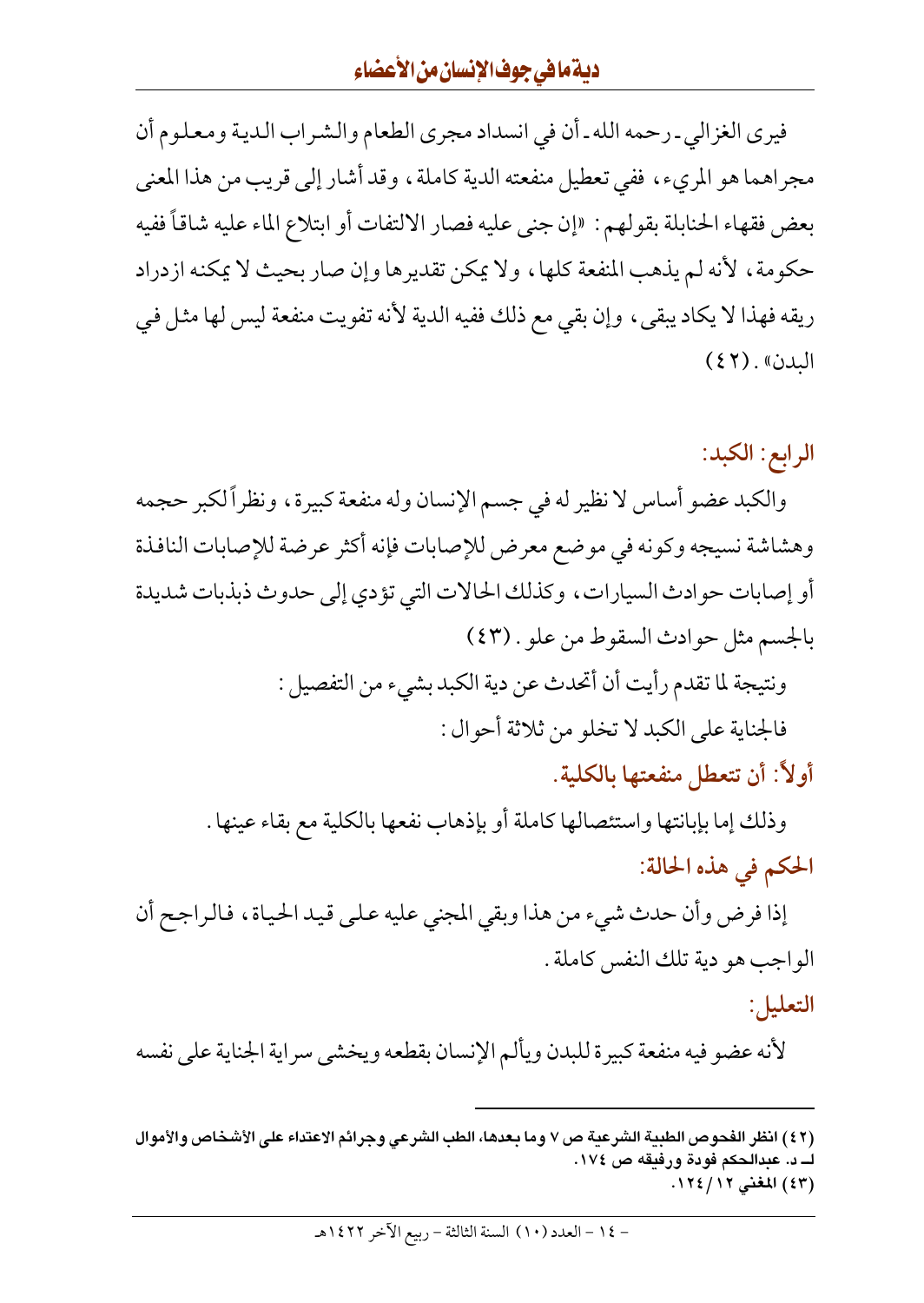فيرى الغزالي ـ رحمه الله ـ أن في انسداد مجرى الطعام والشراب الدية ومعلوم أن مجراهما هو المريء، ففي تعطيل منفعته الدية كاملة، وقد أشار إلى قريب من هذا المعنى بعض فقهاء الحنابلة بقولهم: «إن جنى عليه فصار الالتفات أو ابتلاع الماء عليه شاقاً ففيه حكومة، لأنه لم يذهب المنفعة كلها، ولا يمكن تقديرها وإن صار بحيث لا يمكنه ازدراد ريقه فهذا لا يكاد يبقى، وإن بقي مع ذلك ففيه الدية لأنه تفويت منفعة ليس لها مثل في البدن». (٤٢)

## الرابع: الكبد:

والكبد عضو أساس لا نظير له في جسم الإنسان وله منفعة كبيرة، ونظراً لكبر حجمه وهشاشة نسيجه وكونه في موضع معرض للإصابات فإنه أكثر عرضة للإصابات النافذة أو إصابات حوادث السيارات، وكذلك الحالات التي تؤدي إلى حدوث ذبذبات شديدة بالجسم مثل حوادث السقوط من علو. (٤٣)

ونتيجة لما تقدم رأيت أن أتحدث عن دية الكبد بشيء من التفصيل:

فالجناية على الكبد لا تخلو من ثلاثة أحوال:

### أولاً: أن تتعطل منفعتها بالكلية.

وذلك إما بإبانتها واستئصالها كاملة أو بإذهاب نفعها بالكلية مع بقاء عينها.

### الحكم في هذه الحالة:

إذا فرض وأن حدث شيء من هذا وبقي المجني عليه على قيد الحياة، فالراجح أن الواجب هو دية تلك النفس كاملة.

### التعليل:

لأنه عضو فيه منفعة كبيرة للبدن ويألم الإنسان بقطعه ويخشى سراية الجناية على نفسه

---

(٤٢) انظر الفحوص الطبية الشرعية ص ٧ وما بعدها، الطب الشرعي وجرائم الاعتداء على الأشخاص والأموال لـ د. عبدالحكم فودة ورفيقه ص ١٧٤.

(٤٣) المغني ١٢/ ١٢٤.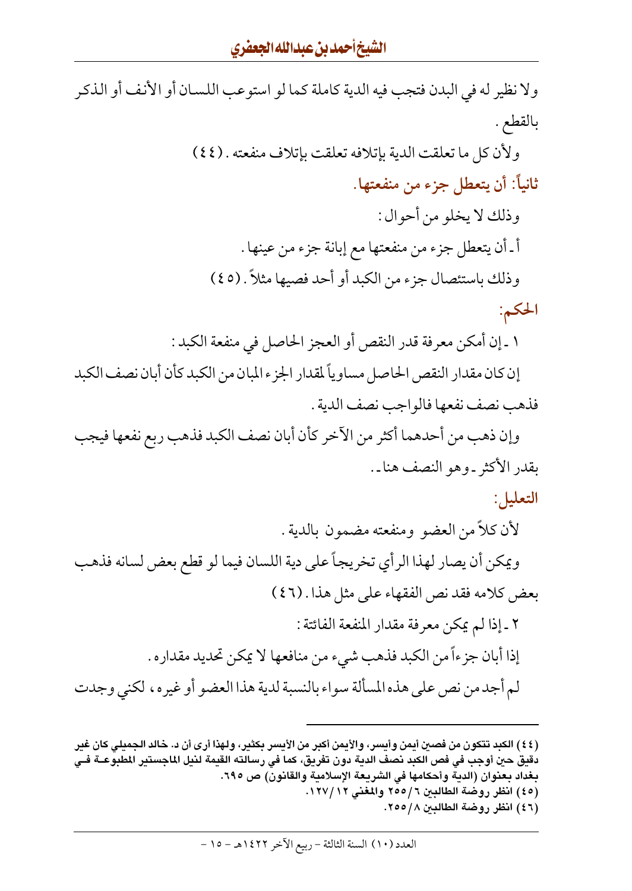ولا نظير له في البدن فتجب فيه الدية كاملة كما لو استوعب اللسان أو الأنف أو الذكر بالقطع .

ولأن كل ما تعلقت الدية بإتلافه تعلقت بإتلاف منفعته . (٤٤)

### ثانياً: أن يتعطل جزء من منفعتها.

وذلك لا يخلو من أحوال :

أ ـ أن يتعطل جزء من منفعتها مع إبانة جزء من عينها .

وذلك باستئصال جزء من الكبد أو أحد فصيها مثلاً . (٤٥)

### الحكم:

١ ـ إن أمكن معرفة قدر النقص أو العجز الحاصل في منفعة الكبد :

إن كان مقدار النقص الحاصل مساوياً لمقدار الجزء المبان من الكبد كأن أبان نصف الكبد فذهب نصف نفعها فالواجب نصف الدية .

وإن ذهب من أحدهما أكثر من الآخر كأن أبان نصف الكبد فذهب ربع نفعها فيجب بقدر الأكثر ـ وهو النصف هنا ـ .

### التعليل:

لأن كلاً من العضو ومنفعته مضمون بالدية .

ويمكن أن يصار لهذا الرأي تخريجاً على دية اللسان فيما لو قطع بعض لسانه فذهب بعض كلامه فقد نص الفقهاء على مثل هذا . (٤٦)

٢ ـ إذا لم يمكن معرفة مقدار المنفعة الفائتة :

إذا أبان جزءاً من الكبد فذهب شيء من منافعها لا يمكن تحديد مقداره .

لم أجد من نص على هذه المسألة سواء بالنسبة لدية هذا العضو أو غيره ، لكني وجدت

---

(٤٤) الكبد تتكون من فصين أيمن وأيسر، والأيمن أكبر من الأيسر بكثير، ولهذا أرى أن د. خالد الجميلي كان غير دقيق حين أوجب في فص الكبد نصف الدية دون تفريق، كما في رسالته القيمة لنيل الماجستير المطبوعة في بغداد بعنوان (الدية وأحكامها في الشريعة الإسلامية والقانون) ص ٦٩٥.

(٤٥) انظر روضة الطالبين ٦/٢٥٥ والمغني ١٢/١٢٧.

(٤٦) انظر روضة الطالبين ٨/٢٥٥.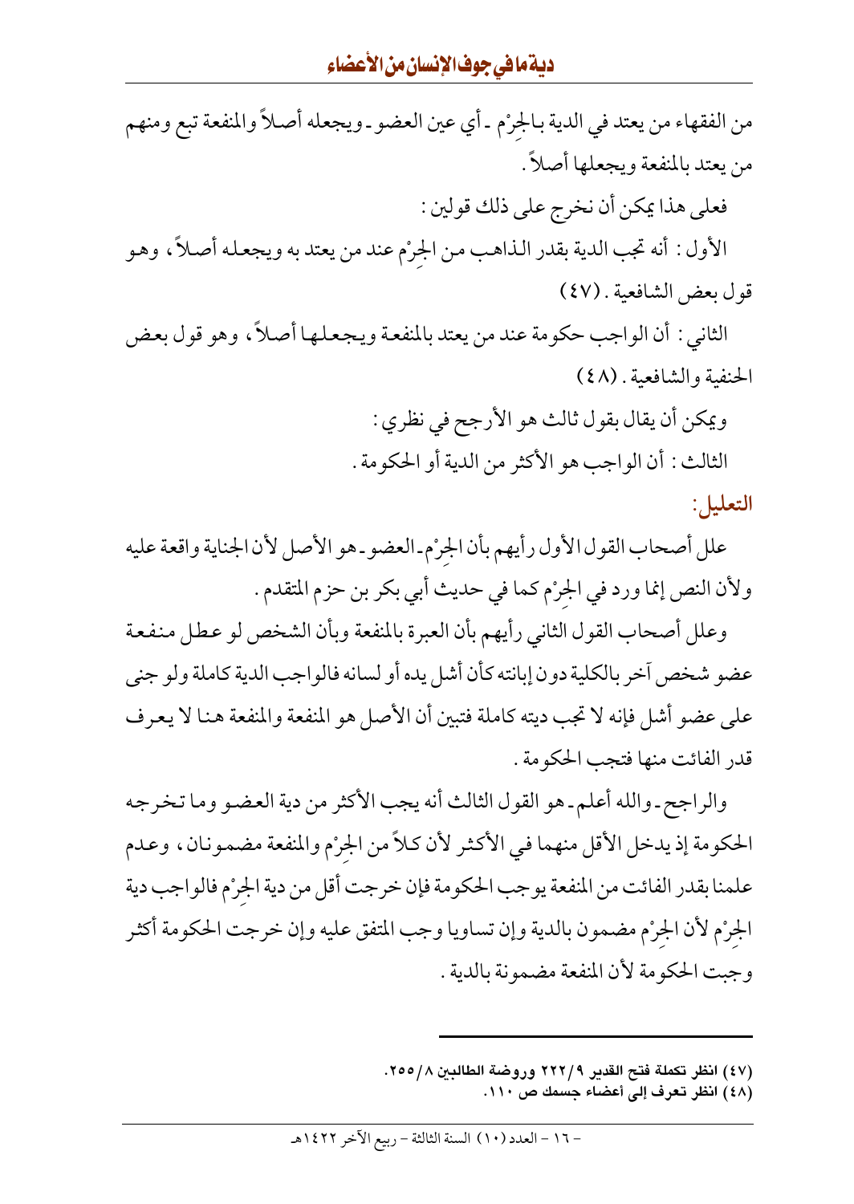من الفقهاء من يعتد في الدية بالجِرْم ـ أي عين العضو ـ ويجعله أصلاً والمنفعة تبع ومنهم من يعتد بالمنفعة ويجعلها أصلاً .

فعلى هذا يمكن أن نخرج على ذلك قولين :

الأول : أنه تجب الدية بقدر الذاهب من الجِرْم عند من يعتد به ويجعله أصلاً ، وهو قول بعض الشافعية . (٤٧)

الثاني : أن الواجب حكومة عند من يعتد بالمنفعة ويجعلها أصلاً ، وهو قول بعض الحنفية والشافعية . (٤٨)

ويمكن أن يقال بقول ثالث هو الأرجح في نظري :

الثالث : أن الواجب هو الأكثر من الدية أو الحكومة .

### التعليل:

علل أصحاب القول الأول رأيهم بأن الجِرْم ـ العضو ـ هو الأصل لأن الجناية واقعة عليه ولأن النص إنما ورد في الجِرْم كما في حديث أبي بكر بن حزم المتقدم .

وعلل أصحاب القول الثاني رأيهم بأن العبرة بالمنفعة وبأن الشخص لو عطل منفعة عضو شخص آخر بالكلية دون إبانته كأن أشل يده أو لسانه فالواجب الدية كاملة ولو جنى على عضو أشل فإنه لا تجب ديته كاملة فتبين أن الأصل هو المنفعة والمنفعة هنا لا يعرف قدر الفائت منها فتجب الحكومة .

والراجح ـ والله أعلم ـ هو القول الثالث أنه يجب الأكثر من دية العضو وما تخرجه الحكومة إذ يدخل الأقل منهما في الأكثر لأن كلاً من الجِرْم والمنفعة مضمونان ، وعدم علمنا بقدر الفائت من المنفعة يوجب الحكومة فإن خرجت أقل من دية الجِرْم فالواجب دية الجِرْم لأن الجِرْم مضمون بالدية وإن تساويا وجب المتفق عليه وإن خرجت الحكومة أكثر وجبت الحكومة لأن المنفعة مضمونة بالدية .

---

(٤٧) انظر تكملة فتح القدير ٩/٢٢٢ وروضة الطالبين ٨/٢٥٥.

(٤٨) انظر تعرف إلى أعضاء جسمك ص ١١٠.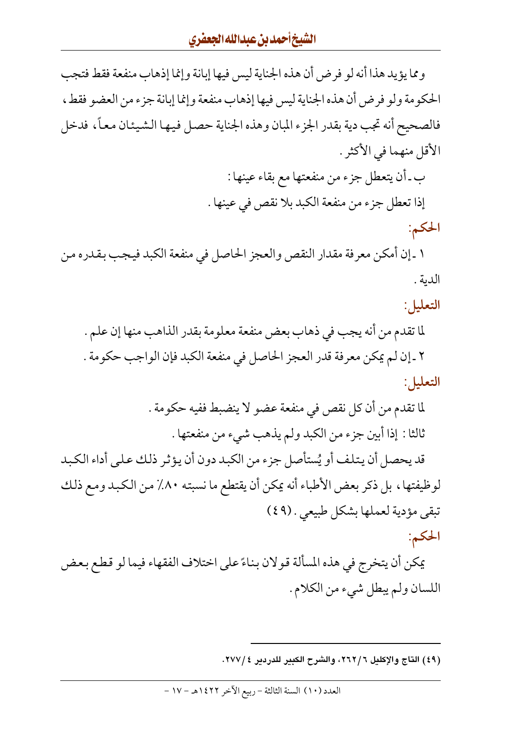ومما يؤيد هذا أنه لو فرض أن هذه الجناية ليس فيها إبانة وإنما إذهاب منفعة فقط فتجب الحكومة ولو فرض أن هذه الجناية ليس فيها إذهاب منفعة وإنما إبانة جزء من العضو فقط، فالصحيح أنه تجب دية بقدر الجزء المبان وهذه الجناية حصل فيها الشيئان معاً، فدخل الأقل منهما في الأكثر.

ب ـ أن يتعطل جزء من منفعتها مع بقاء عينها:

إذا تعطل جزء من منفعة الكبد بلا نقص في عينها.

**الحكم:**

١ ـ إن أمكن معرفة مقدار النقص والعجز الحاصل في منفعة الكبد فيجب بقدره من الدية.

**التعليل:**

لما تقدم من أنه يجب في ذهاب بعض منفعة معلومة بقدر الذاهب منها إن علم.

٢ ـ إن لم يمكن معرفة قدر العجز الحاصل في منفعة الكبد فإن الواجب حكومة.

**التعليل:**

لما تقدم من أن كل نقص في منفعة عضو لا ينضبط ففيه حكومة.

ثالثا: إذا أبين جزء من الكبد ولم يذهب شيء من منفعتها.

قد يحصل أن يتلف أو يُستأصل جزء من الكبد دون أن يؤثر ذلك على أداء الكبد لوظيفتها، بل ذكر بعض الأطباء أنه يمكن أن يقتطع ما نسبته ٨٠٪ من الكبد ومع ذلك تبقى مؤدية لعملها بشكل طبيعي. (٤٩)

**الحكم:**

يمكن أن يتخرج في هذه المسألة قولان بناءً على اختلاف الفقهاء فيما لو قطع بعض اللسان ولم يبطل شيء من الكلام.

---

(٤٩) التاج والإكليل ٦/٢٦٢، والشرح الكبير للدردير ٤/٢٧٧.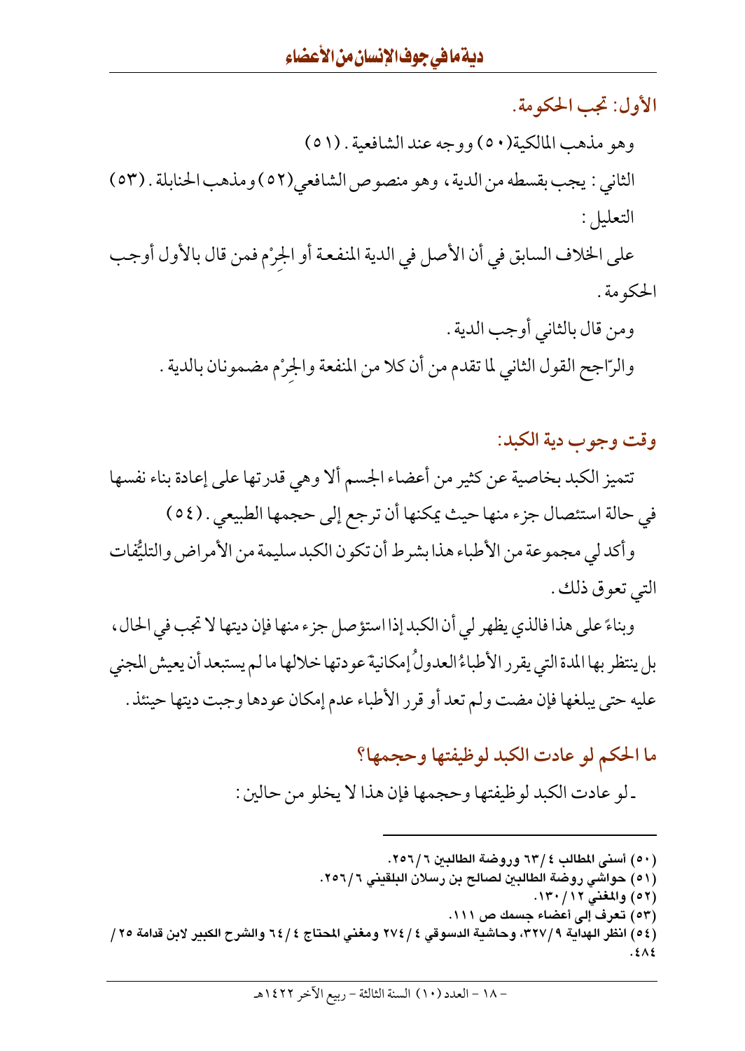**الأول: تجب الحكومة.**

وهو مذهب المالكية(٥٠) ووجه عند الشافعية . (٥١)

الثاني : يجب بقسطه من الدية ، وهو منصوص الشافعي(٥٢) ومذهب الحنابلة . (٥٣)

التعليل :

على الخلاف السابق في أن الأصل في الدية المنفعة أو الجِرْم فمن قال بالأول أوجب الحكومة .

ومن قال بالثاني أوجب الدية .

والرّاجح القول الثاني لما تقدم من أن كلا من المنفعة والجِرْم مضمونان بالدية .

## وقت وجوب دية الكبد:

تتميز الكبد بخاصية عن كثير من أعضاء الجسم ألا وهي قدرتها على إعادة بناء نفسها في حالة استئصال جزء منها حيث يمكنها أن ترجع إلى حجمها الطبيعي . (٥٤)

وأكد لي مجموعة من الأطباء هذا بشرط أن تكون الكبد سليمة من الأمراض والتليُّفات التي تعوق ذلك .

وبناءً على هذا فالذي يظهر لي أن الكبد إذا استؤصل جزء منها فإن ديتها لا تجب في الحال، بل ينتظر بها المدة التي يقرر الأطباءُ العدولُ إمكانيةَ عودتها خلالها ما لم يستبعد أن يعيش المجني عليه حتى يبلغها فإن مضت ولم تعد أو قرر الأطباء عدم إمكان عودها وجبت ديتها حينئذ .

## ما الحكم لو عادت الكبد لوظيفتها وحجمها؟

ـ لو عادت الكبد لوظيفتها وحجمها فإن هذا لا يخلو من حالين :

---

(٥٠) أسنى المطالب ٤/٦٣ وروضة الطالبين ٦/٢٥٦.

(٥١) حواشي روضة الطالبين لصالح بن رسلان البلقيني ٦/٢٥٦.

(٥٢) والمغني ١٢/١٣٠.

(٥٣) تعرف إلى أعضاء جسمك ص ١١١.

(٥٤) انظر الهداية ٩/٣٢٧، وحاشية الدسوقي ٤/٢٧٤ ومغني المحتاج ٤/٦٤ والشرح الكبير لابن قدامة ٢٥/٤٨٤.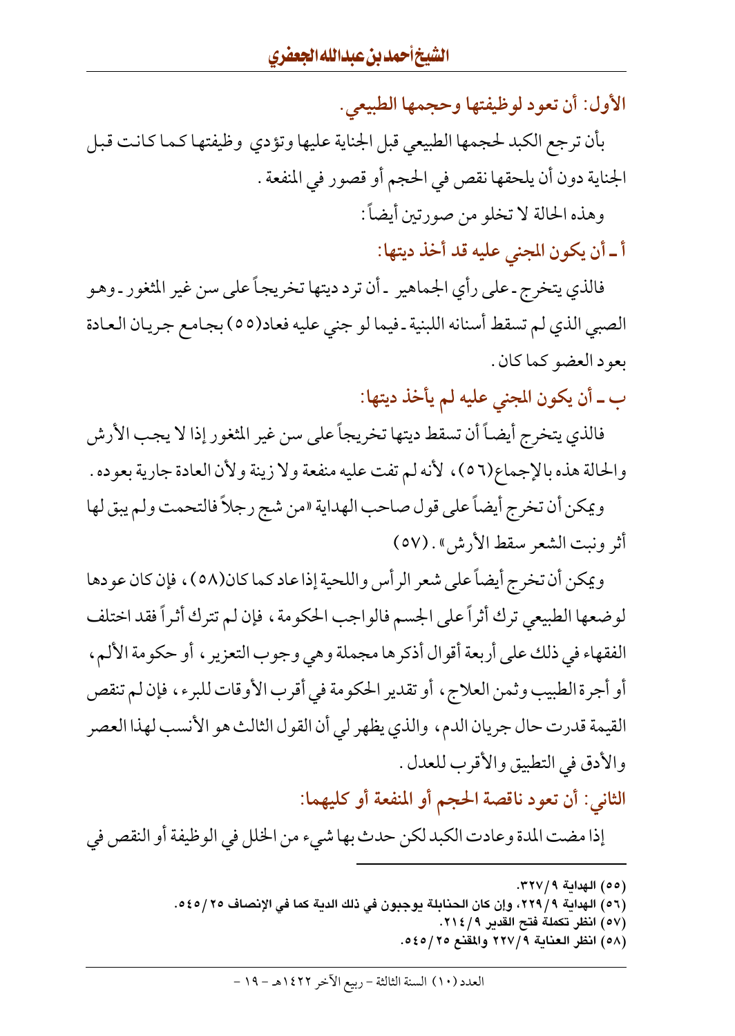### الأول: أن تعود لوظيفتها وحجمها الطبيعي.

بأن ترجع الكبد لحجمها الطبيعي قبل الجناية عليها وتؤدي وظيفتها كما كانت قبل الجناية دون أن يلحقها نقص في الحجم أو قصور في المنفعة.

وهذه الحالة لا تخلو من صورتين أيضاً:

#### أ ـ أن يكون المجني عليه قد أخذ ديتها:

فالذي يتخرج ـ على رأي الجماهير ـ أن ترد ديتها تخريجاً على سن غير المثغور ـ وهو الصبي الذي لم تسقط أسنانه اللبنية ـ فيما لو جني عليه فعاد(٥٥) بجامع جريان العادة بعود العضو كما كان.

#### ب ـ أن يكون المجني عليه لم يأخذ ديتها:

فالذي يتخرج أيضاً أن تسقط ديتها تخريجاً على سن غير المثغور إذا لا يجب الأرش والحالة هذه بالإجماع(٥٦)، لأنه لم تفت عليه منفعة ولا زينة ولأن العادة جارية بعوده.

ويمكن أن تخرج أيضاً على قول صاحب الهداية «من شج رجلاً فالتحمت ولم يبق لها أثر ونبت الشعر سقط الأرش». (٥٧)

ويمكن أن تخرج أيضاً على شعر الرأس واللحية إذا عاد كما كان(٥٨)، فإن كان عودها لوضعها الطبيعي ترك أثراً على الجسم فالواجب الحكومة، فإن لم تترك أثراً فقد اختلف الفقهاء في ذلك على أربعة أقوال أذكرها مجملة وهي وجوب التعزير، أو حكومة الألم، أو أجرة الطبيب وثمن العلاج، أو تقدير الحكومة في أقرب الأوقات للبرء، فإن لم تنقص القيمة قدرت حال جريان الدم، والذي يظهر لي أن القول الثالث هو الأنسب لهذا العصر والأدق في التطبيق والأقرب للعدل.

### الثاني: أن تعود ناقصة الحجم أو المنفعة أو كليهما:

إذا مضت المدة وعادت الكبد لكن حدث بها شيء من الخلل في الوظيفة أو النقص في

---

(٥٥) الهداية ٩/٣٢٧.

(٥٦) الهداية ٩/٢٢٩، وإن كان الحنابلة يوجبون في ذلك الدية كما في الإنصاف ٢٥/٥٤٥.

(٥٧) انظر تكملة فتح القدير ٩/٢١٤.

(٥٨) انظر العناية ٩/٢٢٧ والمقنع ٢٥/٥٤٥.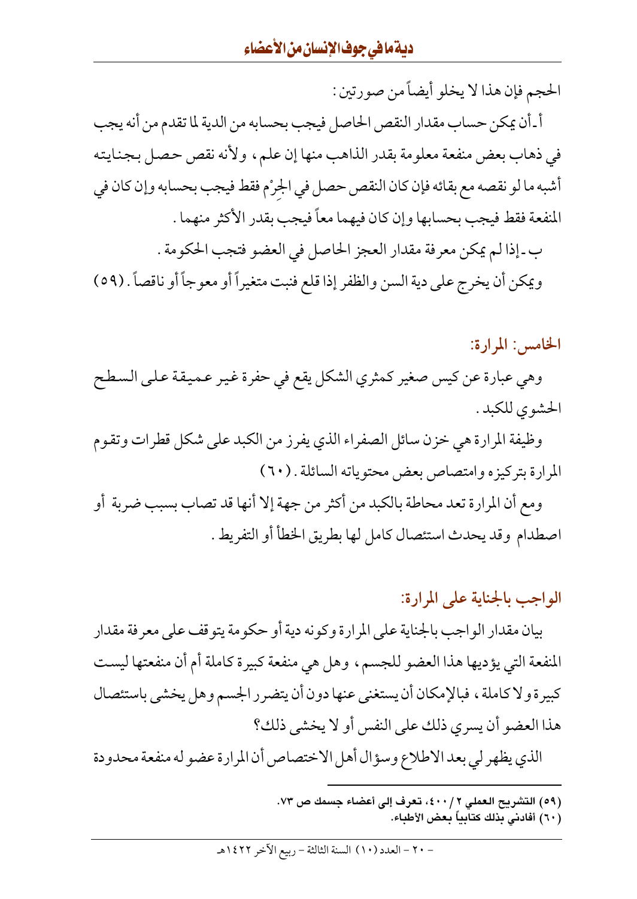الحجم فإن هذا لا يخلو أيضاً من صورتين :

أ ـ أن يمكن حساب مقدار النقص الحاصل فيجب بحسابه من الدية لما تقدم من أنه يجب في ذهاب بعض منفعة معلومة بقدر الذاهب منها إن علم ، ولأنه نقص حصل بجنايته أشبه ما لو نقصه مع بقائه فإن كان النقص حصل في الجِرْم فقط فيجب بحسابه وإن كان في المنفعة فقط فيجب بحسابها وإن كان فيهما معاً فيجب بقدر الأكثر منهما .

ب ـ إذا لم يمكن معرفة مقدار العجز الحاصل في العضو فتجب الحكومة .

ويمكن أن يخرج على دية السن والظفر إذا قلع فنبت متغيراً أو معوجاً أو ناقصاً . (٥٩)

## الخامس: المرارة:

وهي عبارة عن كيس صغير كمثري الشكل يقع في حفرة غير عميقة على السطح الحشوي للكبد .

وظيفة المرارة هي خزن سائل الصفراء الذي يفرز من الكبد على شكل قطرات وتقوم المرارة بتركيزه وامتصاص بعض محتوياته السائلة . (٦٠)

ومع أن المرارة تعد محاطة بالكبد من أكثر من جهة إلا أنها قد تصاب بسبب ضربة أو اصطدام وقد يحدث استئصال كامل لها بطريق الخطأ أو التفريط .

## الواجب بالجناية على المرارة:

بيان مقدار الواجب بالجناية على المرارة وكونه دية أو حكومة يتوقف على معرفة مقدار المنفعة التي يؤديها هذا العضو للجسم ، وهل هي منفعة كبيرة كاملة أم أن منفعتها ليست كبيرة ولا كاملة ، فبالإمكان أن يستغنى عنها دون أن يتضرر الجسم وهل يخشى باستئصال هذا العضو أن يسري ذلك على النفس أو لا يخشى ذلك؟

الذي يظهر لي بعد الاطلاع وسؤال أهل الاختصاص أن المرارة عضو له منفعة محدودة

---

(٥٩) التشريح العملي ٢ / ٤٠٠، تعرف إلى أعضاء جسمك ص ٧٣.

(٦٠) أفادني بذلك كتابياً بعض الأطباء.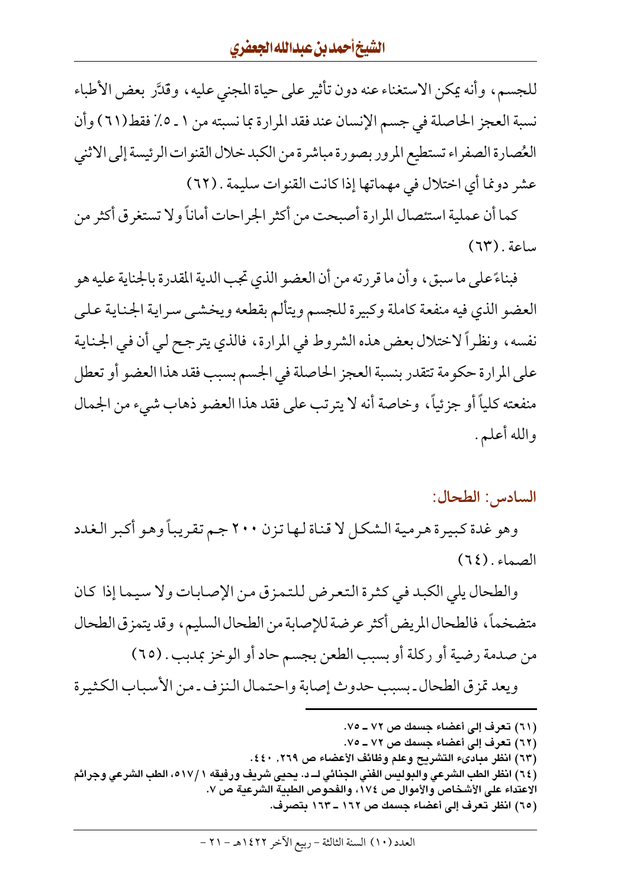للجسم، وأنه يمكن الاستغناء عنه دون تأثير على حياة المجني عليه، وقدَّر بعض الأطباء نسبة العجز الحاصلة في جسم الإنسان عند فقد المرارة بما نسبته من ١ ـ ٥٪ فقط (٦١) وأن العُصارة الصفراء تستطيع المرور بصورة مباشرة من الكبد خلال القنوات الرئيسة إلى الاثني عشر دونما أي اختلال في مهماتها إذا كانت القنوات سليمة. (٦٢)

كما أن عملية استئصال المرارة أصبحت من أكثر الجراحات أماناً ولا تستغرق أكثر من ساعة. (٦٣)

فبناءً على ما سبق، وأن ما قررته من أن العضو الذي تجب الدية المقدرة بالجناية عليه هو العضو الذي فيه منفعة كاملة وكبيرة للجسم ويتألم بقطعه ويخشى سراية الجناية على نفسه، ونظراً لاختلال بعض هذه الشروط في المرارة، فالذي يترجح لي أن في الجناية على المرارة حكومة تتقدر بنسبة العجز الحاصلة في الجسم بسبب فقد هذا العضو أو تعطل منفعته كلياً أو جزئياً، وخاصة أنه لا يترتب على فقد هذا العضو ذهاب شيء من الجمال والله أعلم.

## السادس: الطحال:

وهو غدة كبيرة هرمية الشكل لا قناة لها تزن ٢٠٠ جم تقريباً وهو أكبر الغدد الصماء. (٦٤)

والطحال يلي الكبد في كثرة التعرض للتمزق من الإصابات ولا سيما إذا كان متضخماً، فالطحال المريض أكثر عرضة للإصابة من الطحال السليم، وقد يتمزق الطحال من صدمة رضية أو ركلة أو بسبب الطعن بجسم حاد أو الوخز بمدبب. (٦٥)

ويعد تمزق الطحال ـ بسبب حدوث إصابة واحتمال النزف ـ من الأسباب الكثيرة

---

(٦١) تعرف إلى أعضاء جسمك ص ٧٢ ـ ٧٥.

(٦٢) تعرف إلى أعضاء جسمك ص ٧٢ ـ ٧٥.

(٦٣) انظر مبادىء التشريح وعلم وظائف الأعضاء ص ٢٦٩, ٤٤٠.

(٦٤) انظر الطب الشرعي والبوليس الفني الجنائي لـ د. يحيى شريف ورفيقه ١/٥١٧، الطب الشرعي وجرائم الاعتداء على الأشخاص والأموال ص ١٧٤، والفحوص الطبية الشرعية ص ٧.

(٦٥) انظر تعرف إلى أعضاء جسمك ص ١٦٢ ـ ١٦٣ بتصرف.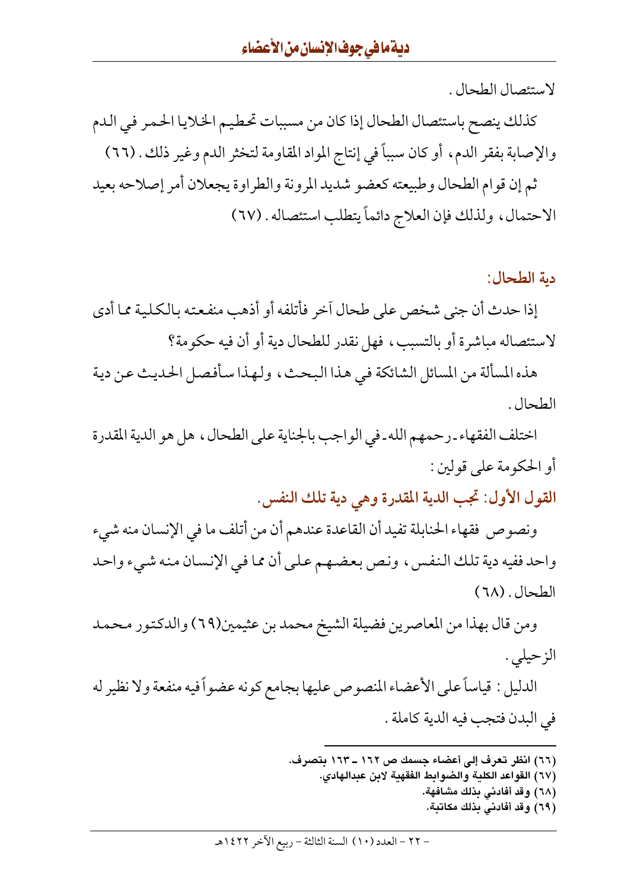لاستئصال الطحال .

كذلك ينصح باستئصال الطحال إذا كان من مسببات تحطيم الخلايا الحمر في الدم والإصابة بفقر الدم، أو كان سبباً في إنتاج المواد المقاومة لتخثر الدم وغير ذلك . (٦٦)

ثم إن قوام الطحال وطبيعته كعضو شديد المرونة والطراوة يجعلان أمر إصلاحه بعيد الاحتمال، ولذلك فإن العلاج دائماً يتطلب استئصاله . (٦٧)

## دية الطحال:

إذا حدث أن جنى شخص على طحال آخر فأتلفه أو أذهب منفعته بالكلية مما أدى لاستئصاله مباشرة أو بالتسبب، فهل نقدر للطحال دية أو أن فيه حكومة؟

هذه المسألة من المسائل الشائكة في هذا البحث، ولهذا سأفصل الحديث عن دية الطحال .

اختلف الفقهاء ـ رحمهم الله ـ في الواجب بالجناية على الطحال، هل هو الدية المقدرة أو الحكومة على قولين :

### القول الأول: تجب الدية المقدرة وهي دية تلك النفس.

ونصوص فقهاء الحنابلة تفيد أن القاعدة عندهم أن من أتلف ما في الإنسان منه شيء واحد ففيه دية تلك النفس، ونص بعضهم على أن مما في الإنسان منه شيء واحد الطحال . (٦٨)

ومن قال بهذا من المعاصرين فضيلة الشيخ محمد بن عثيمين(٦٩) والدكتور محمد الزحيلي .

الدليل : قياساً على الأعضاء المنصوص عليها بجامع كونه عضواً فيه منفعة ولا نظير له في البدن فتجب فيه الدية كاملة .

---

(٦٦) انظر تعرف إلى أعضاء جسمك ص ١٦٢ ـ ١٦٣ بتصرف.

(٦٧) القواعد الكلية والضوابط الفقهية لابن عبدالهادي.

(٦٨) وقد أفادني بذلك مشافهة.

(٦٩) وقد أفادني بذلك مكاتبة.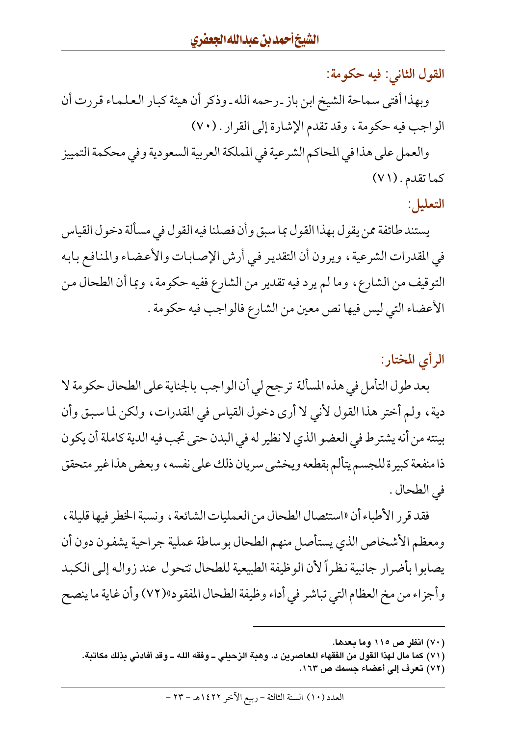### القول الثاني: فيه حكومة:

وبهذا أفتى سماحة الشيخ ابن باز ـ رحمه الله ـ وذكر أن هيئة كبار العلماء قررت أن الواجب فيه حكومة، وقد تقدم الإشارة إلى القرار. (٧٠)

والعمل على هذا في المحاكم الشرعية في المملكة العربية السعودية وفي محكمة التمييز كما تقدم. (٧١)

### التعليل:

يستند طائفة ممن يقول بهذا القول بما سبق وأن فصلنا فيه القول في مسألة دخول القياس في المقدرات الشرعية، ويرون أن التقدير في أرش الإصابات والأعضاء والمنافع بابه التوقيف من الشارع، وما لم يرد فيه تقدير من الشارع ففيه حكومة، وبما أن الطحال من الأعضاء التي ليس فيها نص معين من الشارع فالواجب فيه حكومة.

## الرأي المختار:

بعد طول التأمل في هذه المسألة ترجح لي أن الواجب بالجناية على الطحال حكومة لا دية، ولم أختر هذا القول لأني لا أرى دخول القياس في المقدرات، ولكن لما سبق وأن بينته من أنه يشترط في العضو الذي لا نظير له في البدن حتى تجب فيه الدية كاملة أن يكون ذا منفعة كبيرة للجسم يتألم بقطعه ويخشى سريان ذلك على نفسه، وبعض هذا غير متحقق في الطحال.

فقد قرر الأطباء أن «استئصال الطحال من العمليات الشائعة، ونسبة الخطر فيها قليلة، ومعظم الأشخاص الذي يستأصل منهم الطحال بوساطة عملية جراحية يشفون دون أن يصابوا بأضرار جانبية نظراً لأن الوظيفة الطبيعية للطحال تتحول عند زواله إلى الكبد وأجزاء من مخ العظام التي تباشر في أداء وظيفة الطحال المفقود»(٧٢) وأن غاية ما ينصح

---

(٧٠) انظر ص ١١٥ وما بعدها.

(٧١) كما مال لهذا القول من الفقهاء المعاصرين د. وهبة الزحيلي ـ وفقه الله ـ وقد أفادني بذلك مكاتبة.

(٧٢) تعرف إلى أعضاء جسمك ص ١٦٣.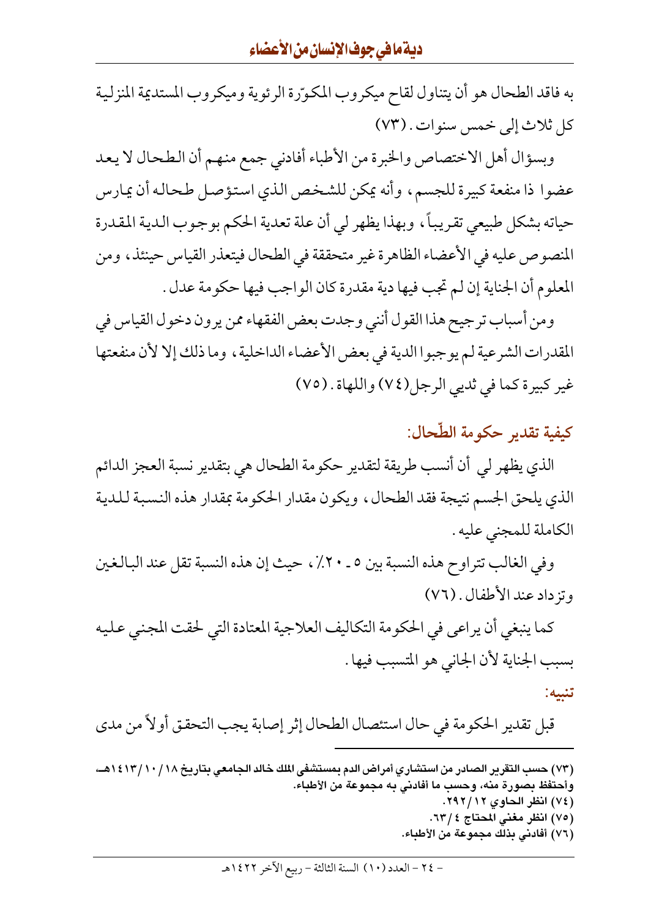به فاقد الطحال هو أن يتناول لقاح ميكروب المكوّرة الرئوية وميكروب المستديمة المنزلية كل ثلاث إلى خمس سنوات. (٧٣)

وبسؤال أهل الاختصاص والخبرة من الأطباء أفادني جمع منهم أن الطحال لا يعد عضوا ذا منفعة كبيرة للجسم، وأنه يمكن للشخص الذي استؤصل طحاله أن يمارس حياته بشكل طبيعي تقريباً، وبهذا يظهر لي أن علة تعدية الحكم بوجوب الدية المقدرة المنصوص عليه في الأعضاء الظاهرة غير متحققة في الطحال فيتعذر القياس حينئذ، ومن المعلوم أن الجناية إن لم تجب فيها دية مقدرة كان الواجب فيها حكومة عدل.

ومن أسباب ترجيح هذا القول أنني وجدت بعض الفقهاء ممن يرون دخول القياس في المقدرات الشرعية لم يوجبوا الدية في بعض الأعضاء الداخلية، وما ذلك إلا لأن منفعتها غير كبيرة كما في ثديي الرجل(٧٤) واللهاة. (٧٥)

## كيفية تقدير حكومة الطّحال:

الذي يظهر لي أن أنسب طريقة لتقدير حكومة الطحال هي بتقدير نسبة العجز الدائم الذي يلحق الجسم نتيجة فقد الطحال، ويكون مقدار الحكومة بمقدار هذه النسبة للدية الكاملة للمجني عليه.

وفي الغالب تتراوح هذه النسبة بين ٥ ـ ٢٠٪، حيث إن هذه النسبة تقل عند البالغين وتزداد عند الأطفال. (٧٦)

كما ينبغي أن يراعى في الحكومة التكاليف العلاجية المعتادة التي لحقت المجني عليه بسبب الجناية لأن الجاني هو المتسبب فيها.

**تنبيه:**

قبل تقدير الحكومة في حال استئصال الطحال إثر إصابة يجب التحقق أولاً من مدى

---

(٧٣) حسب التقرير الصادر من استشاري أمراض الدم بمستشفى الملك خالد الجامعي بتاريخ ١٨/١٠/١٤١٣هـ، وأحتفظ بصورة منه، وحسب ما أفادني به مجموعة من الأطباء.

(٧٤) انظر الحاوي ١٢/٢٩٢.

(٧٥) انظر مغني المحتاج ٤/٦٣.

(٧٦) أفادني بذلك مجموعة من الأطباء.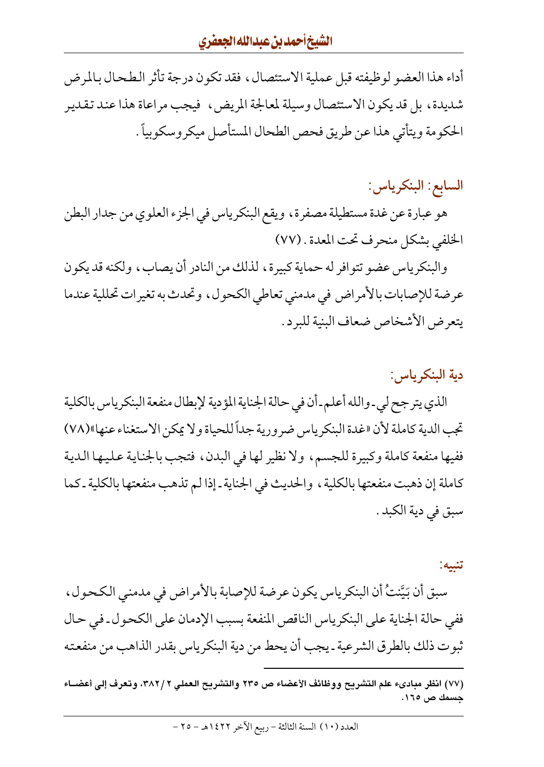أداء هذا العضو لوظيفته قبل عملية الاستئصال، فقد تكون درجة تأثر الطحال بالمرض شديدة، بل قد يكون الاستئصال وسيلة لمعالجة المريض، فيجب مراعاة هذا عند تقدير الحكومة ويتأتى هذا عن طريق فحص الطحال المستأصل ميكروسكوبياً.

### السابع: البنكرياس:

هو عبارة عن غدة مستطيلة مصفرة، ويقع البنكرياس في الجزء العلوي من جدار البطن الخلفي بشكل منحرف تحت المعدة. (٧٧)

والبنكرياس عضو تتوافر له حماية كبيرة، لذلك من النادر أن يصاب، ولكنه قد يكون عرضة للإصابات بالأمراض في مدمني تعاطي الكحول، وتحدث به تغيرات تحللية عندما يتعرض الأشخاص ضعاف البنية للبرد.

### دية البنكرياس:

الذي يترجح لي - والله أعلم - أن في حالة الجناية المؤدية لإبطال منفعة البنكرياس بالكلية تجب الدية كاملة لأن «غدة البنكرياس ضرورية جداً للحياة ولا يمكن الاستغناء عنها»(٧٨) ففيها منفعة كاملة وكبيرة للجسم، ولا نظير لها في البدن، فتجب بالجناية عليها الدية كاملة إن ذهبت منفعتها بالكلية، والحديث في الجناية - إذا لم تذهب منفعتها بالكلية - كما سبق في دية الكبد.

**تنبيه:**

سبق أن بَيَّنتُ أن البنكرياس يكون عرضة للإصابة بالأمراض في مدمني الكحول، ففي حالة الجناية على البنكرياس الناقص المنفعة بسبب الإدمان على الكحول - في حال ثبوت ذلك بالطرق الشرعية - يجب أن يحط من دية البنكرياس بقدر الذاهب من منفعته

---

(٧٧) انظر مبادىء علم التشريح ووظائف الأعضاء ص ٢٣٥ والتشريح العملي ٢ /٣٨٢، وتعرف إلى أعضاء جسمك ص ١٦٥.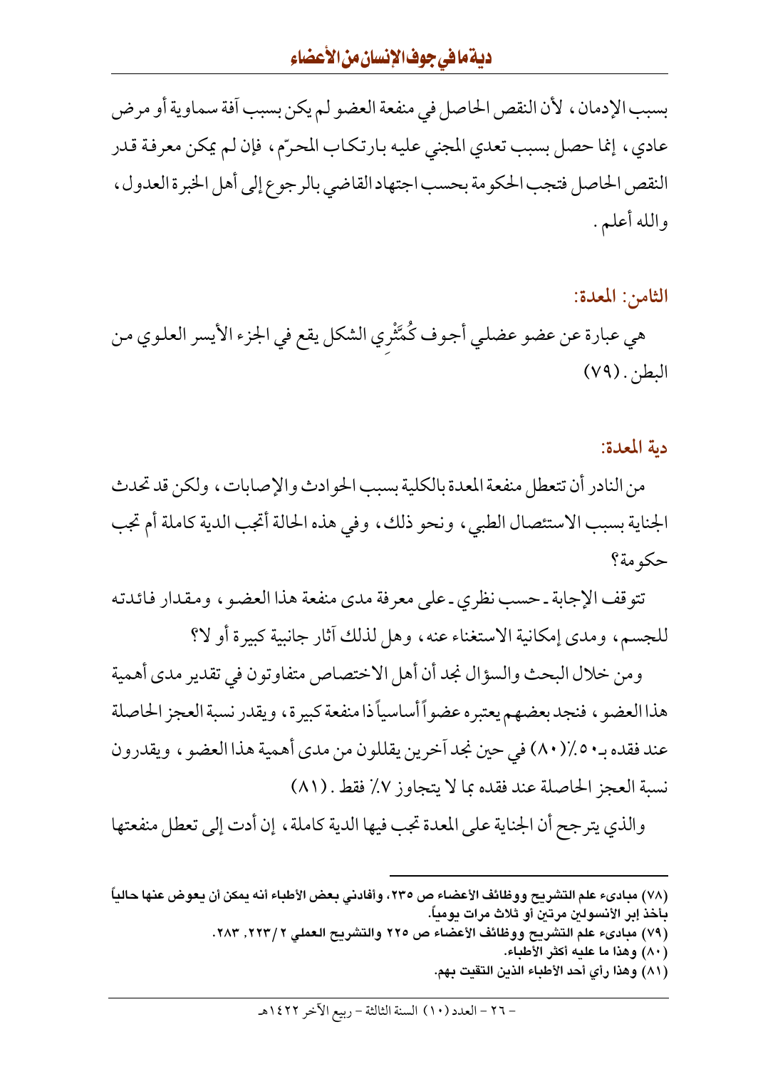بسبب الإدمان، لأن النقص الحاصل في منفعة العضو لم يكن بسبب آفة سماوية أو مرض عادي، إنما حصل بسبب تعدي المجني عليه بارتكاب المحرّم، فإن لم يمكن معرفة قدر النقص الحاصل فتجب الحكومة بحسب اجتهاد القاضي بالرجوع إلى أهل الخبرة العدول، والله أعلم.

### الثامن: المعدة:

هي عبارة عن عضو عضلي أجوف كُمَّثْرِي الشكل يقع في الجزء الأيسر العلوي من البطن. (٧٩)

### دية المعدة:

من النادر أن تتعطل منفعة المعدة بالكلية بسبب الحوادث والإصابات، ولكن قد تحدث الجناية بسبب الاستئصال الطبي، ونحو ذلك، وفي هذه الحالة أتجب الدية كاملة أم تجب حكومة؟

تتوقف الإجابة - حسب نظري - على معرفة مدى منفعة هذا العضو، ومقدار فائدته للجسم، ومدى إمكانية الاستغناء عنه، وهل لذلك آثار جانبية كبيرة أو لا؟

ومن خلال البحث والسؤال نجد أن أهل الاختصاص متفاوتون في تقدير مدى أهمية هذا العضو، فنجد بعضهم يعتبره عضواً أساسياً ذا منفعة كبيرة، ويقدر نسبة العجز الحاصلة عند فقده بـ٥٠٪(٨٠) في حين نجد آخرين يقللون من مدى أهمية هذا العضو، ويقدرون نسبة العجز الحاصلة عند فقده بما لا يتجاوز ٧٪ فقط. (٨١)

والذي يترجح أن الجناية على المعدة تجب فيها الدية كاملة، إن أدت إلى تعطل منفعتها

---

(٧٨) مبادىء علم التشريح ووظائف الأعضاء ص ٢٣٥، وأفادني بعض الأطباء أنه يمكن أن يعوض عنها حالياً بأخذ إبر الأنسولين مرتين أو ثلاث مرات يومياً.

(٧٩) مبادىء علم التشريح ووظائف الأعضاء ص ٢٢٥ والتشريح العملي ٢/٢٢٣، ٢٨٣.

(٨٠) وهذا ما عليه أكثر الأطباء.

(٨١) وهذا رأي أحد الأطباء الذين التقيت بهم.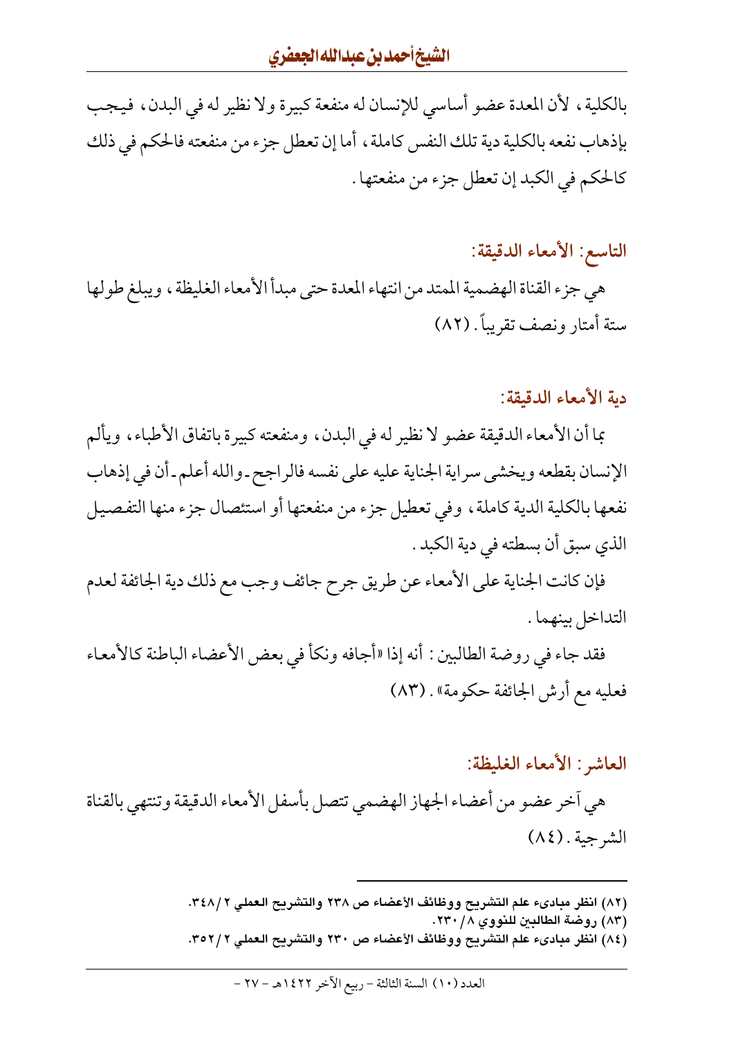بالكلية، لأن المعدة عضو أساسي للإنسان له منفعة كبيرة ولا نظير له في البدن، فيجب بإذهاب نفعه بالكلية دية تلك النفس كاملة، أما إن تعطل جزء من منفعته فالحكم في ذلك كالحكم في الكبد إن تعطل جزء من منفعتها.

### التاسع: الأمعاء الدقيقة:

هي جزء القناة الهضمية الممتد من انتهاء المعدة حتى مبدأ الأمعاء الغليظة، ويبلغ طولها ستة أمتار ونصف تقريباً. (٨٢)

### دية الأمعاء الدقيقة:

بما أن الأمعاء الدقيقة عضو لا نظير له في البدن، ومنفعته كبيرة باتفاق الأطباء، ويألم الإنسان بقطعه ويخشى سراية الجناية عليه على نفسه فالراجح ـ والله أعلم ـ أن في إذهاب نفعها بالكلية الدية كاملة، وفي تعطيل جزء من منفعتها أو استئصال جزء منها التفصيل الذي سبق أن بسطته في دية الكبد.

فإن كانت الجناية على الأمعاء عن طريق جرح جائف وجب مع ذلك دية الجائفة لعدم التداخل بينهما.

فقد جاء في روضة الطالبين: أنه إذا «أجافه ونكأ في بعض الأعضاء الباطنة كالأمعاء فعليه مع أرش الجائفة حكومة». (٨٣)

### العاشر: الأمعاء الغليظة:

هي آخر عضو من أعضاء الجهاز الهضمي تتصل بأسفل الأمعاء الدقيقة وتنتهي بالقناة الشرجية. (٨٤)

---

(٨٢) انظر مبادىء علم التشريح ووظائف الأعضاء ص ٢٣٨ والتشريح العملي ٢/٣٤٨.
(٨٣) روضة الطالبين للنووي ٨/٢٣٠.
(٨٤) انظر مبادىء علم التشريح ووظائف الأعضاء ص ٢٣٠ والتشريح العملي ٢/٣٥٢.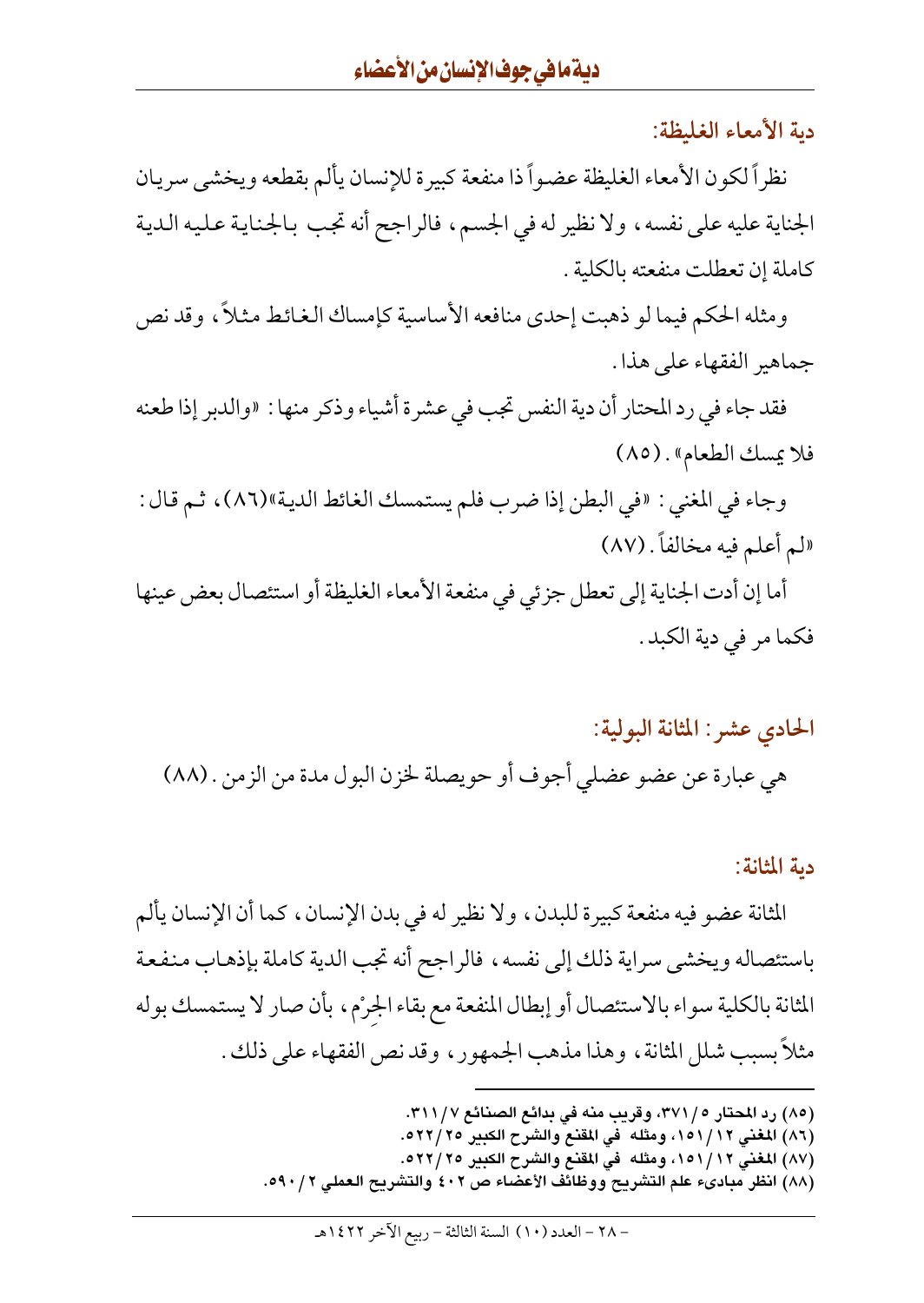### دية الأمعاء الغليظة:

نظراً لكون الأمعاء الغليظة عضواً ذا منفعة كبيرة للإنسان يألم بقطعه ويخشى سريان الجناية عليه على نفسه، ولا نظير له في الجسم، فالراجح أنه تجب بالجناية عليه الدية كاملة إن تعطلت منفعته بالكلية.

ومثله الحكم فيما لو ذهبت إحدى منافعه الأساسية كإمساك الغائط مثلاً، وقد نص جماهير الفقهاء على هذا.

فقد جاء في رد المحتار أن دية النفس تجب في عشرة أشياء وذكر منها: «والدبر إذا طعنه فلا يمسك الطعام». (٨٥)

وجاء في المغني: «في البطن إذا ضرب فلم يستمسك الغائط الدية»(٨٦)، ثم قال: «لم أعلم فيه مخالفاً. (٨٧)

أما إن أدت الجناية إلى تعطل جزئي في منفعة الأمعاء الغليظة أو استئصال بعض عينها فكما مر في دية الكبد.

## الحادي عشر: المثانة البولية:

هي عبارة عن عضو عضلي أجوف أو حويصلة لخزن البول مدة من الزمن. (٨٨)

### دية المثانة:

المثانة عضو فيه منفعة كبيرة للبدن، ولا نظير له في بدن الإنسان، كما أن الإنسان يألم باستئصاله ويخشى سراية ذلك إلى نفسه، فالراجح أنه تجب الدية كاملة بإذهاب منفعة المثانة بالكلية سواء بالاستئصال أو إبطال المنفعة مع بقاء الجِرْم، بأن صار لا يستمسك بوله مثلاً بسبب شلل المثانة، وهذا مذهب الجمهور، وقد نص الفقهاء على ذلك.

---

(٨٥) رد المحتار ٥/٣٧١، وقريب منه في بدائع الصنائع ٧/٣١١.

(٨٦) المغني ١٢/١٥١، ومثله في المقنع والشرح الكبير ٢٥/٥٢٢.

(٨٧) المغني ١٢/١٥١، ومثله في المقنع والشرح الكبير ٢٥/٥٢٢.

(٨٨) انظر مبادىء علم التشريح ووظائف الأعضاء ص ٤٠٢ والتشريح العملي ٢/٥٩٠.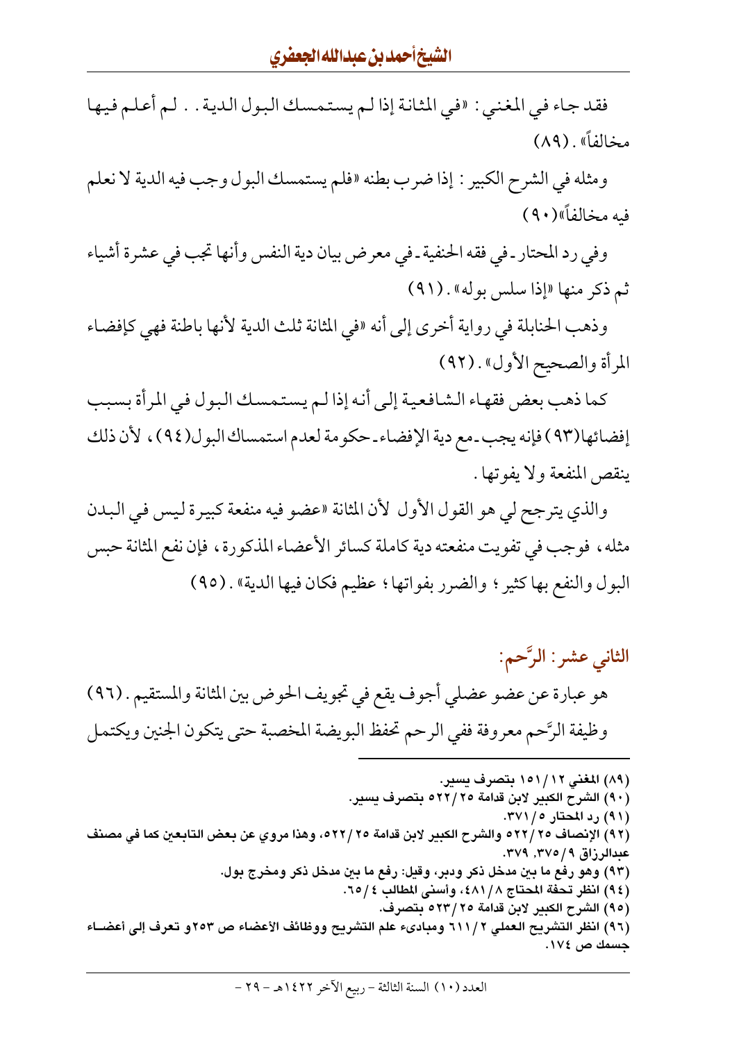فقد جاء في المغني: «في المثانة إذا لم يستمسك البول الدية.. لم أعلم فيها مخالفاً». (٨٩)

ومثله في الشرح الكبير: إذا ضرب بطنه «فلم يستمسك البول وجب فيه الدية لا نعلم فيه مخالفاً»(٩٠)

وفي رد المحتار - في فقه الحنفية - في معرض بيان دية النفس وأنها تجب في عشرة أشياء ثم ذكر منها «إذا سلس بوله». (٩١)

وذهب الحنابلة في رواية أخرى إلى أنه «في المثانة ثلث الدية لأنها باطنة فهي كإفضاء المرأة والصحيح الأول». (٩٢)

كما ذهب بعض فقهاء الشافعية إلى أنه إذا لم يستمسك البول في المرأة بسبب إفضائها(٩٣) فإنه يجب - مع دية الإفضاء - حكومة لعدم استمساك البول(٩٤)، لأن ذلك ينقص المنفعة ولا يفوتها.

والذي يترجح لي هو القول الأول لأن المثانة «عضو فيه منفعة كبيرة ليس في البدن مثله، فوجب في تفويت منفعته دية كاملة كسائر الأعضاء المذكورة، فإن نفع المثانة حبس البول والنفع بها كثير؛ والضرر بفواتها؛ عظيم فكان فيها الدية». (٩٥)

## الثاني عشر: الرَّحم:

هو عبارة عن عضو عضلي أجوف يقع في تجويف الحوض بين المثانة والمستقيم. (٩٦)

وظيفة الرَّحم معروفة ففي الرحم تحفظ البويضة المخصبة حتى يتكون الجنين ويكتمل

---

(٨٩) المغني ١٢/١٥١ بتصرف يسير.

(٩٠) الشرح الكبير لابن قدامة ٢٥/٥٢٢ بتصرف يسير.

(٩١) رد المحتار ٥/٣٧١.

(٩٢) الإنصاف ٢٥/٥٢٢ والشرح الكبير لابن قدامة ٢٥/٥٢٢، وهذا مروي عن بعض التابعين كما في مصنف عبدالرزاق ٩/٣٧٥، ٣٧٩.

(٩٣) وهو رفع ما بين مدخل ذكر ودبر، وقيل: رفع ما بين مدخل ذكر ومخرج بول.

(٩٤) انظر تحفة المحتاج ٨/٤٨١، وأسنى المطالب ٤/٦٥.

(٩٥) الشرح الكبير لابن قدامة ٢٥/٥٢٣ بتصرف.

(٩٦) انظر التشريح العملي ٢/٦١١ ومبادىء علم التشريح ووظائف الأعضاء ص ٢٥٣و تعرف إلى أعضاء جسمك ص ١٧٤.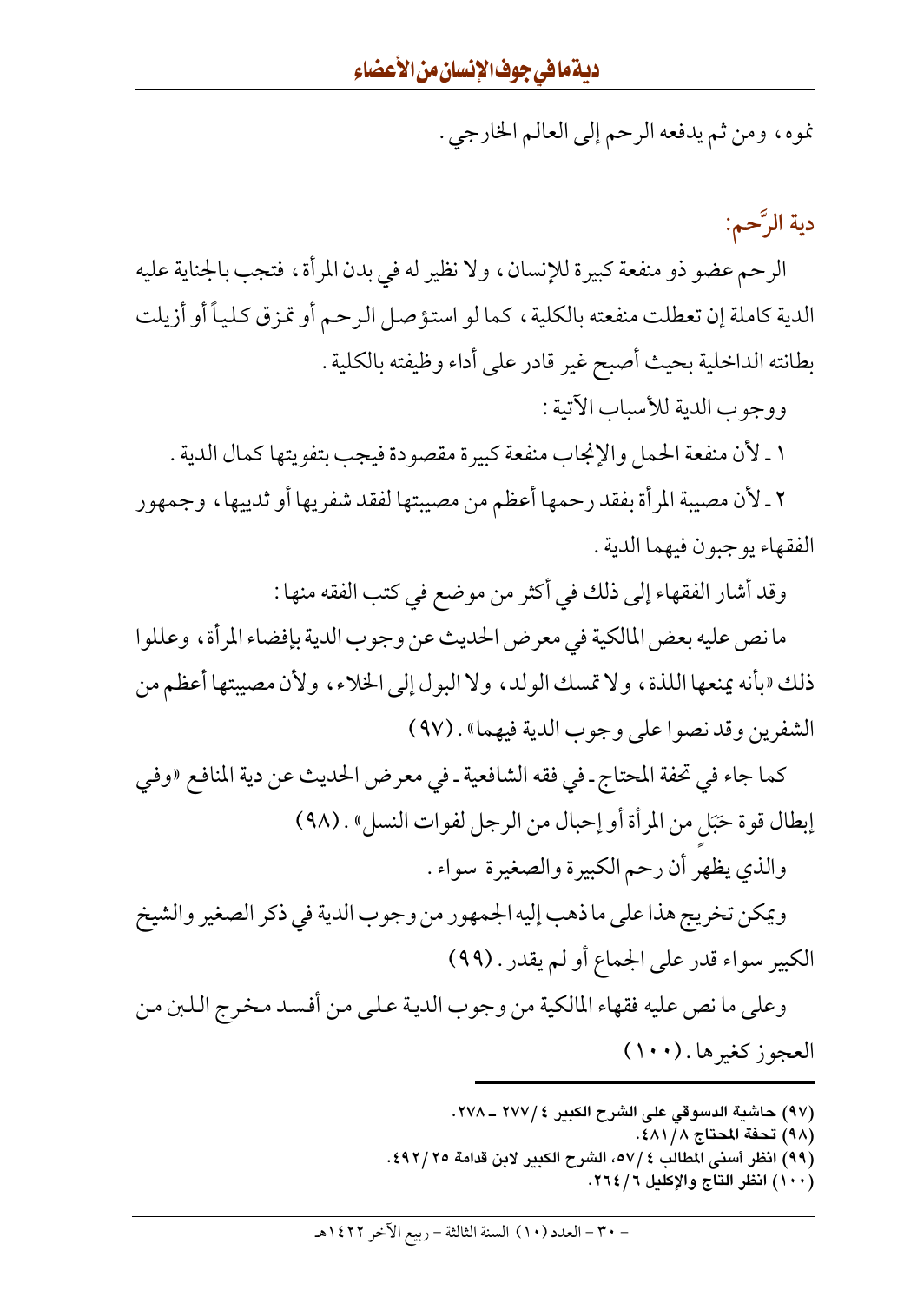نموه، ومن ثم يدفعه الرحم إلى العالم الخارجي.

## دية الرَّحم:

الرحم عضو ذو منفعة كبيرة للإنسان، ولا نظير له في بدن المرأة، فتجب بالجناية عليه الدية كاملة إن تعطلت منفعته بالكلية، كما لو استؤصل الرحم أو تمزق كلياً أو أزيلت بطانته الداخلية بحيث أصبح غير قادر على أداء وظيفته بالكلية.

ووجوب الدية للأسباب الآتية:

١ ـ لأن منفعة الحمل والإنجاب منفعة كبيرة مقصودة فيجب بتفويتها كمال الدية.

٢ ـ لأن مصيبة المرأة بفقد رحمها أعظم من مصيبتها لفقد شفريها أو ثدييها، وجمهور الفقهاء يوجبون فيهما الدية.

وقد أشار الفقهاء إلى ذلك في أكثر من موضع في كتب الفقه منها:

ما نص عليه بعض المالكية في معرض الحديث عن وجوب الدية بإفضاء المرأة، وعللوا ذلك «بأنه يمنعها اللذة، ولا تمسك الولد، ولا البول إلى الخلاء، ولأن مصيبتها أعظم من الشفرين وقد نصوا على وجوب الدية فيهما». (٩٧)

كما جاء في تحفة المحتاج ـ في فقه الشافعية ـ في معرض الحديث عن دية المنافع «وفي إبطال قوة حَبَلٍ من المرأة أو إحبال من الرجل لفوات النسل». (٩٨)

والذي يظهر أن رحم الكبيرة والصغيرة سواء.

ويمكن تخريج هذا على ما ذهب إليه الجمهور من وجوب الدية في ذكر الصغير والشيخ الكبير سواء قدر على الجماع أو لم يقدر. (٩٩)

وعلى ما نص عليه فقهاء المالكية من وجوب الدية على من أفسد مخرج اللبن من العجوز كغيرها. (١٠٠)

---

(٩٧) حاشية الدسوقي على الشرح الكبير ٤/ ٢٧٧ ـ ٢٧٨.
(٩٨) تحفة المحتاج ٨/ ٤٨١.
(٩٩) انظر أسنى المطالب ٤/ ٥٧، الشرح الكبير لابن قدامة ٢٥/ ٤٩٢.
(١٠٠) انظر التاج والإكليل ٦/ ٢٦٤.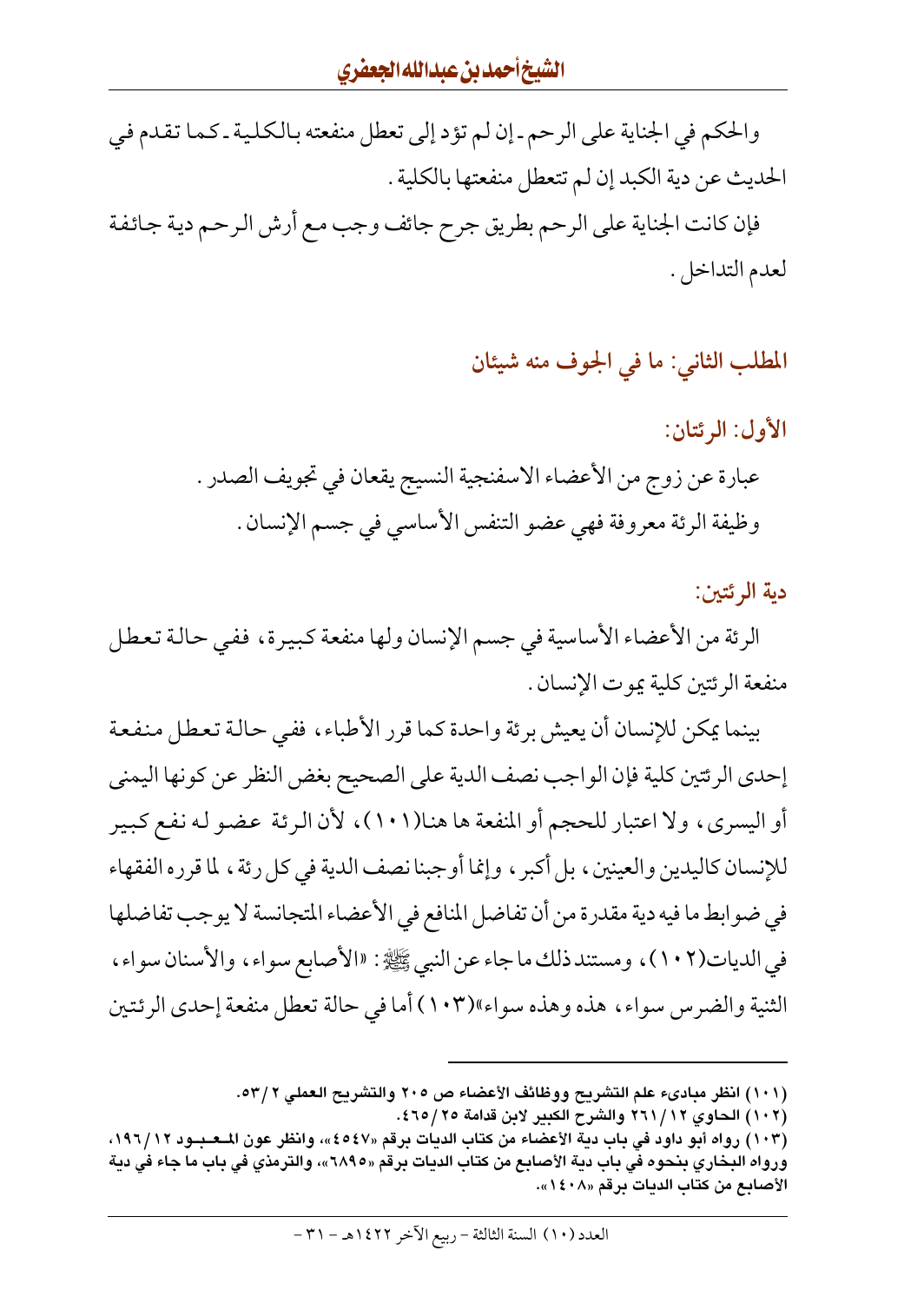والحكم في الجناية على الرحم - إن لم تؤد إلى تعطل منفعته بالكلية - كما تقدم في الحديث عن دية الكبد إن لم تتعطل منفعتها بالكلية.

فإن كانت الجناية على الرحم بطريق جرح جائف وجب مع أرش الرحم دية جائفة لعدم التداخل.

## المطلب الثاني: ما في الجوف منه شيئان

### الأول: الرئتان:

عبارة عن زوج من الأعضاء الاسفنجية النسيج يقعان في تجويف الصدر.

وظيفة الرئة معروفة فهي عضو التنفس الأساسي في جسم الإنسان.

### دية الرئتين:

الرئة من الأعضاء الأساسية في جسم الإنسان ولها منفعة كبيرة، ففي حالة تعطل منفعة الرئتين كلية يموت الإنسان.

بينما يمكن للإنسان أن يعيش برئة واحدة كما قرر الأطباء، ففي حالة تعطل منفعة إحدى الرئتين كلية فإن الواجب نصف الدية على الصحيح بغض النظر عن كونها اليمنى أو اليسرى، ولا اعتبار للحجم أو المنفعة ها هنا(١٠١)، لأن الرئة عضو له نفع كبير للإنسان كاليدين والعينين، بل أكبر، وإنما أوجبنا نصف الدية في كل رئة، لما قرره الفقهاء في ضوابط ما فيه دية مقدرة من أن تفاضل المنافع في الأعضاء المتجانسة لا يوجب تفاضلها في الديات(١٠٢)، ومستند ذلك ما جاء عن النبي ﷺ: «الأصابع سواء، والأسنان سواء، الثنية والضرس سواء، هذه وهذه سواء»(١٠٣) أما في حالة تعطل منفعة إحدى الرئتين

---

(١٠١) انظر مبادىء علم التشريح ووظائف الأعضاء ص ٢٠٥ والتشريح العملي ٢/ ٥٣.

(١٠٢) الحاوي ١٢/ ٢٦١ والشرح الكبير لابن قدامة ٢٥/ ٤٦٥.

(١٠٣) رواه أبو داود في باب دية الأعضاء من كتاب الديات برقم «٤٥٤٧»، وانظر عون المعبود ١٢/ ١٩٦، ورواه البخاري بنحوه في باب دية الأصابع من كتاب الديات برقم «٦٨٩٥»، والترمذي في باب ما جاء في دية الأصابع من كتاب الديات برقم «١٤٠٨».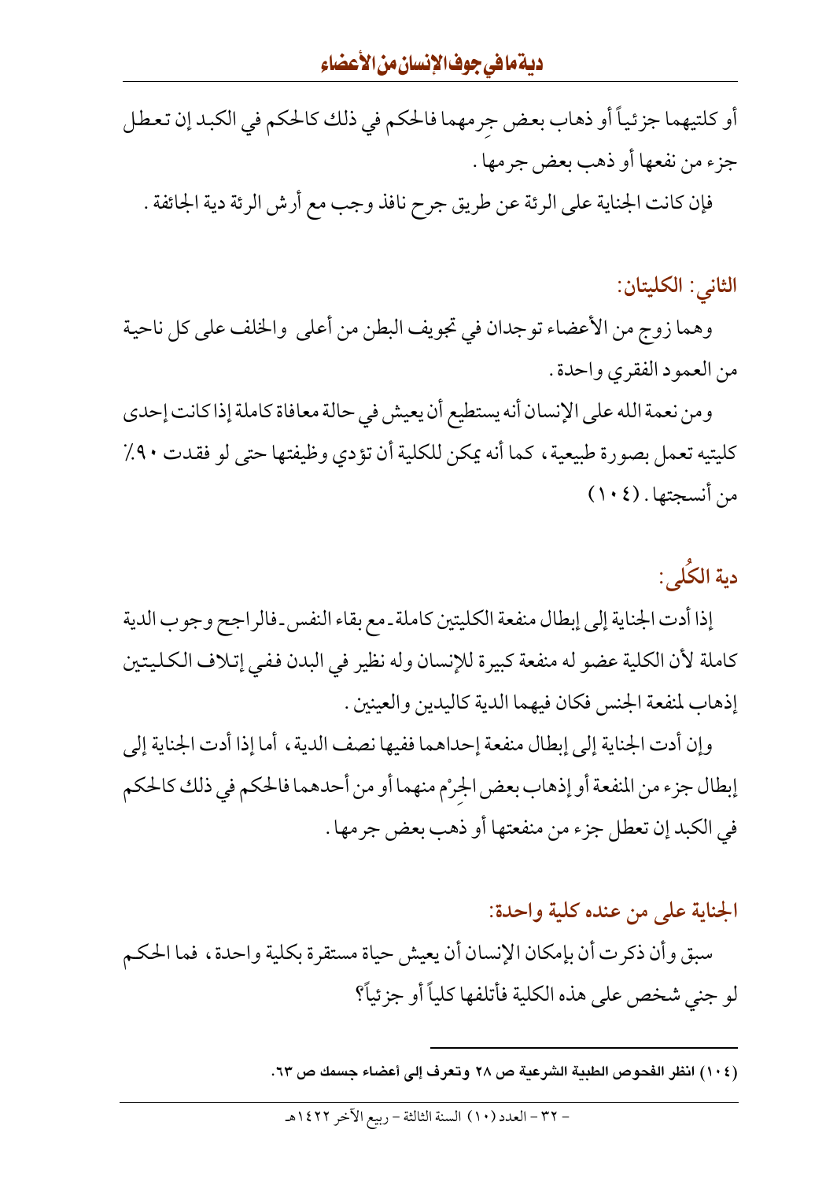أو كلتيهما جزئياً أو ذهاب بعض جِرمهما فالحكم في ذلك كالحكم في الكبد إن تعطل جزء من نفعها أو ذهب بعض جرمها .

فإن كانت الجناية على الرئة عن طريق جرح نافذ وجب مع أرش الرئة دية الجائفة .

## الثاني : الكليتان:

وهما زوج من الأعضاء توجدان في تجويف البطن من أعلى والخلف على كل ناحية من العمود الفقري واحدة .

ومن نعمة الله على الإنسان أنه يستطيع أن يعيش في حالة معافاة كاملة إذا كانت إحدى كليتيه تعمل بصورة طبيعية ، كما أنه يمكن للكلية أن تؤدي وظيفتها حتى لو فقدت ٩٠٪ من أنسجتها . (١٠٤)

## دية الكُلى:

إذا أدت الجناية إلى إبطال منفعة الكليتين كاملة ـ مع بقاء النفس ـ فالراجح وجوب الدية كاملة لأن الكلية عضو له منفعة كبيرة للإنسان وله نظير في البدن ففي إتلاف الكليتين إذهاب لمنفعة الجنس فكان فيهما الدية كاليدين والعينين .

وإن أدت الجناية إلى إبطال منفعة إحداهما ففيها نصف الدية ، أما إذا أدت الجناية إلى إبطال جزء من المنفعة أو إذهاب بعض الجِرْم منهما أو من أحدهما فالحكم في ذلك كالحكم في الكبد إن تعطل جزء من منفعتها أو ذهب بعض جرمها .

## الجناية على من عنده كلية واحدة:

سبق وأن ذكرت أن بإمكان الإنسان أن يعيش حياة مستقرة بكلية واحدة ، فما الحكم لو جني شخص على هذه الكلية فأتلفها كلياً أو جزئياً؟

---

**(١٠٤) انظر الفحوص الطبية الشرعية ص ٢٨ وتعرف إلى أعضاء جسمك ص ٦٣.**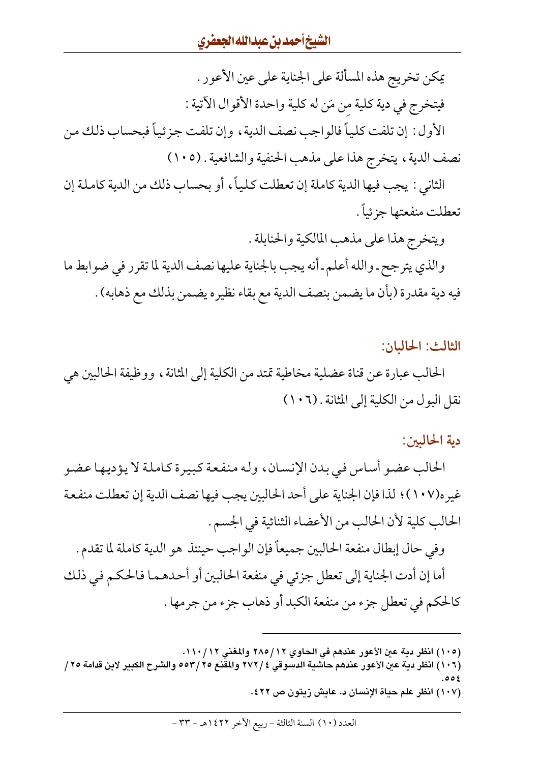يمكن تخريج هذه المسألة على الجناية على عين الأعور .

فيتخرج في دية كلية من مَن له كلية واحدة الأقوال الآتية :

الأول : إن تلفت كلياً فالواجب نصف الدية ، وإن تلفت جزئياً فبحساب ذلك من نصف الدية ، يتخرج هذا على مذهب الحنفية والشافعية . (١٠٥)

الثاني : يجب فيها الدية كاملة إن تعطلت كلياً ، أو بحساب ذلك من الدية كاملة إن تعطلت منفعتها جزئياً .

ويتخرج هذا على مذهب المالكية والحنابلة .

والذي يترجح ـ والله أعلم ـ أنه يجب بالجناية عليها نصف الدية لما تقرر في ضوابط ما فيه دية مقدرة (بأن ما يضمن بنصف الدية مع بقاء نظيره يضمن بذلك مع ذهابه) .

### الثالث: الحالبان:

الحالب عبارة عن قناة عضلية مخاطية تمتد من الكلية إلى المثانة ، ووظيفة الحالبين هي نقل البول من الكلية إلى المثانة . (١٠٦)

### دية الحالبين:

الحالب عضو أساس في بدن الإنسان ، وله منفعة كبيرة كاملة لا يؤديها عضو غيره(١٠٧) ؛ لذا فإن الجناية على أحد الحالبين يجب فيها نصف الدية إن تعطلت منفعة الحالب كلية لأن الحالب من الأعضاء الثنائية في الجسم .

وفي حال إبطال منفعة الحالبين جميعاً فإن الواجب حينئذ هو الدية كاملة لما تقدم .

أما إن أدت الجناية إلى تعطل جزئي في منفعة الحالبين أو أحدهما فالحكم في ذلك كالحكم في تعطل جزء من منفعة الكبد أو ذهاب جزء من جرمها .

---

(١٠٥) انظر دية عين الأعور عندهم في الحاوي ١٢/٢٨٥ والمغني ١٢/١١٠.

(١٠٦) انظر دية عين الأعور عندهم حاشية الدسوقي ٤/٢٧٢ والمقنع ٢٥/٥٥٣ والشرح الكبير لابن قدامة ٢٥/٥٥٤.

(١٠٧) انظر علم حياة الإنسان د. عايش زيتون ص ٤٢٢.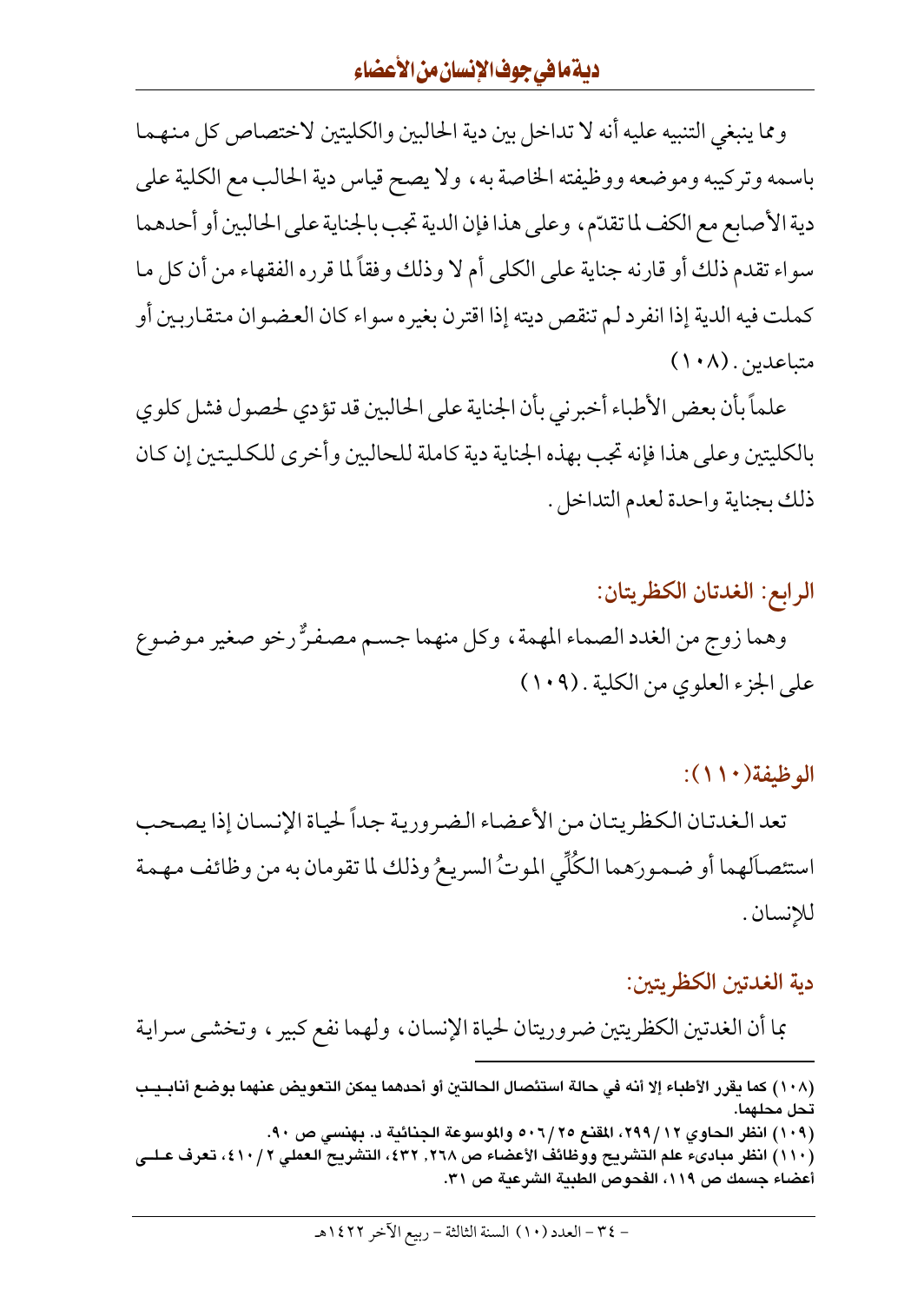ومما ينبغي التنبيه عليه أنه لا تداخل بين دية الحالبين والكليتين لاختصاص كل منهما باسمه وتركيبه وموضعه ووظيفته الخاصة به، ولا يصح قياس دية الحالب مع الكلية على دية الأصابع مع الكف لما تقدّم، وعلى هذا فإن الدية تجب بالجناية على الحالبين أو أحدهما سواء تقدم ذلك أو قارنه جناية على الكلى أم لا وذلك وفقاً لما قرره الفقهاء من أن كل ما كملت فيه الدية إذا انفرد لم تنقص ديته إذا اقترن بغيره سواء كان العضوان متقاربين أو متباعدين. (١٠٨)

علماً بأن بعض الأطباء أخبرني بأن الجناية على الحالبين قد تؤدي لحصول فشل كلوي بالكليتين وعلى هذا فإنه تجب بهذه الجناية دية كاملة للحالبين وأخرى للكليتين إن كان ذلك بجناية واحدة لعدم التداخل.

## الرابع: الغدتان الكظريتان:

وهما زوج من الغدد الصماء المهمة، وكل منهما جسم مصفرٌّ رخو صغير موضوع على الجزء العلوي من الكلية. (١٠٩)

## الوظيفة(١١٠):

تعد الغدتان الكظريتان من الأعضاء الضرورية جداً لحياة الإنسان إذا يصحب استئصالَهما أو ضمورَهما الكُلِّي الموتُ السريعُ وذلك لما تقومان به من وظائف مهمة للإنسان.

## دية الغدتين الكظريتين:

بما أن الغدتين الكظريتين ضروريتان لحياة الإنسان، ولهما نفع كبير، وتخشى سراية

---

(١٠٨) كما يقرر الأطباء إلا أنه في حالة استئصال الحالتين أو أحدهما يمكن التعويض عنهما بوضع أنابيب تحل محلهما.

(١٠٩) انظر الحاوي ١٢/٢٩٩، المقنع ٢٥/٥٠٦ والموسوعة الجنائية د. بهنسي ص ٩٠.

(١١٠) انظر مبادىء علم التشريح ووظائف الأعضاء ص ٢٦٨، ٤٣٢، التشريح العملي ٢/٤١٠، تعرف على أعضاء جسمك ص ١١٩، الفحوص الطبية الشرعية ص ٣١.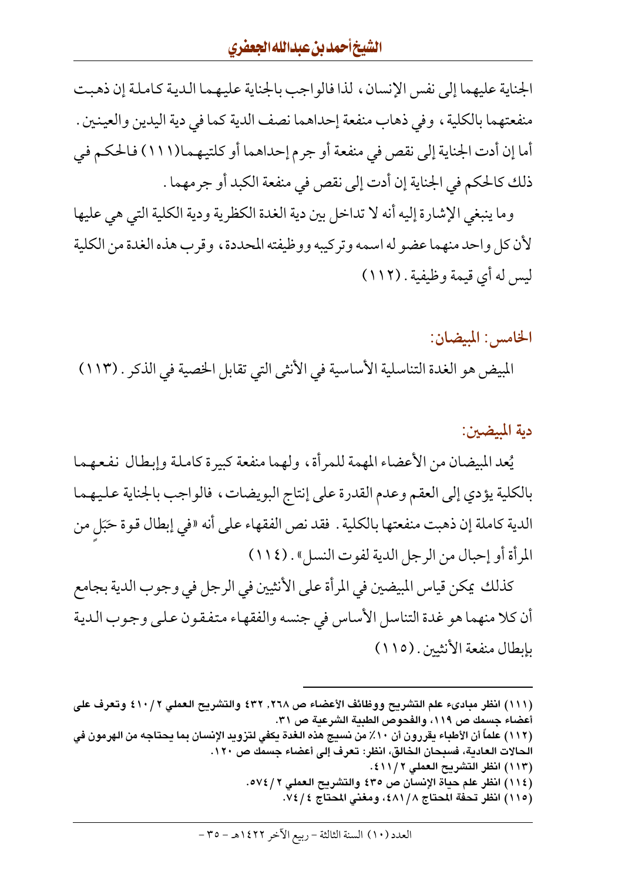الجناية عليهما إلى نفس الإنسان، لذا فالواجب بالجناية عليهما الدية كاملة إن ذهبت منفعتهما بالكلية، وفي ذهاب منفعة إحداهما نصف الدية كما في دية اليدين والعينين. أما إن أدت الجناية إلى نقص في منفعة أو جرم إحداهما أو كلتيهما(١١١) فالحكم في ذلك كالحكم في الجناية إن أدت إلى نقص في منفعة الكبد أو جرمهما.

وما ينبغي الإشارة إليه أنه لا تداخل بين دية الغدة الكظرية ودية الكلية التي هي عليها لأن كل واحد منهما عضو له اسمه وتركيبه ووظيفته المحددة، وقرب هذه الغدة من الكلية ليس له أي قيمة وظيفية. (١١٢)

### الخامس: المبيضان:

المبيض هو الغدة التناسلية الأساسية في الأنثى التي تقابل الخصية في الذكر. (١١٣)

### دية المبيضين:

يُعد المبيضان من الأعضاء المهمة للمرأة، ولهما منفعة كبيرة كاملة وإبطال نفعهما بالكلية يؤدي إلى العقم وعدم القدرة على إنتاج البويضات، فالواجب بالجناية عليهما الدية كاملة إن ذهبت منفعتها بالكلية. فقد نص الفقهاء على أنه «في إبطال قوة حَبَلٍ من المرأة أو إحبال من الرجل الدية لفوت النسل». (١١٤)

كذلك يمكن قياس المبيضين في المرأة على الأنثيين في الرجل في وجوب الدية بجامع أن كلا منهما هو غدة التناسل الأساس في جنسه والفقهاء متفقون على وجوب الدية بإبطال منفعة الأنثيين. (١١٥)

---

(١١١) انظر مبادىء علم التشريح ووظائف الأعضاء ص ٢٦٨, ٤٣٢ والتشريح العملي ٢/٤١٠ وتعرف على أعضاء جسمك ص ١١٩، والفحوص الطبية الشرعية ص ٣١.

(١١٢) علماً أن الأطباء يقررون أن ١٠٪ من نسيج هذه الغدة يكفي لتزويد الإنسان بما يحتاجه من الهرمون في الحالات العادية، فسبحان الخالق، انظر: تعرف إلى أعضاء جسمك ص ١٢٠.

(١١٣) انظر التشريح العملي ٢/٤١١.

(١١٤) انظر علم حياة الإنسان ص ٤٣٥ والتشريح العملي ٢/٥٧٤.

(١١٥) انظر تحفة المحتاج ٨/٤٨١، ومغني المحتاج ٤/٧٤.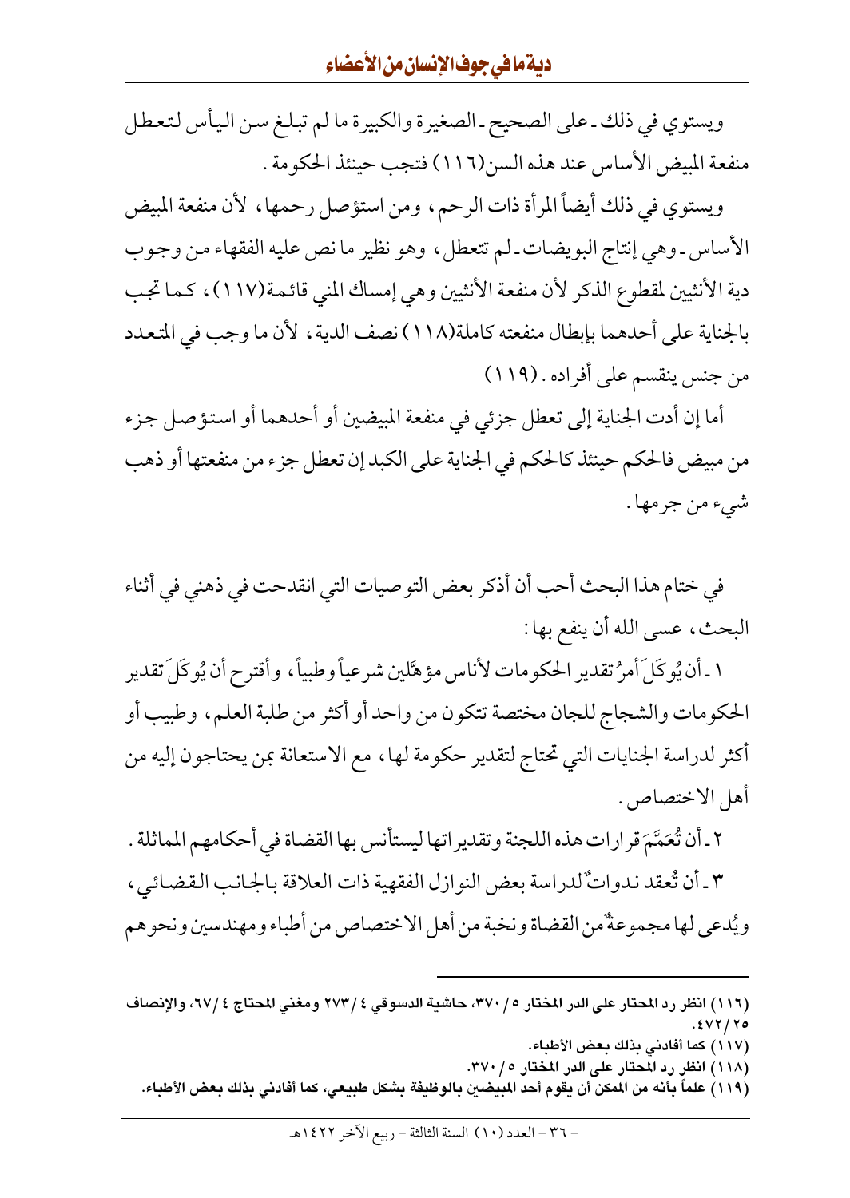ويستوي في ذلك ـ على الصحيح ـ الصغيرة والكبيرة ما لم تبلغ سن اليأس لتعطل منفعة المبيض الأساس عند هذه السن(١١٦) فتجب حينئذ الحكومة .

ويستوي في ذلك أيضاً المرأة ذات الرحم، ومن استؤصل رحمها، لأن منفعة المبيض الأساس ـ وهي إنتاج البويضات ـ لم تتعطل، وهو نظير ما نص عليه الفقهاء من وجوب دية الأنثيين لمقطوع الذكر لأن منفعة الأنثيين وهي إمساك المني قائمة(١١٧)، كما تجب بالجناية على أحدهما بإبطال منفعته كاملة(١١٨) نصف الدية، لأن ما وجب في المتعدد من جنس ينقسم على أفراده . (١١٩)

أما إن أدت الجناية إلى تعطل جزئي في منفعة المبيضين أو أحدهما أو استؤصل جزء من مبيض فالحكم حينئذ كالحكم في الجناية على الكبد إن تعطل جزء من منفعتها أو ذهب شيء من جرمها .

في ختام هذا البحث أحب أن أذكر بعض التوصيات التي انقدحت في ذهني في أثناء البحث، عسى الله أن ينفع بها :

١ ـ أن يُوكَلَ أمرُ تقدير الحكومات لأناس مؤهَّلين شرعياً وطبياً، وأقترح أن يُوكَلَ تقدير الحكومات والشجاج للجان مختصة تتكون من واحد أو أكثر من طلبة العلم، وطبيب أو أكثر لدراسة الجنايات التي تحتاج لتقدير حكومة لها، مع الاستعانة بمن يحتاجون إليه من أهل الاختصاص .

٢ ـ أن تُعَمَّمَ قرارات هذه اللجنة وتقديراتها ليستأنس بها القضاة في أحكامهم المماثلة .

٣ ـ أن تُعقد ندواتٌ لدراسة بعض النوازل الفقهية ذات العلاقة بالجانب القضائي، ويُدعى لها مجموعةٌ من القضاة ونخبة من أهل الاختصاص من أطباء ومهندسين ونحوهم

---

(١١٦) انظر رد المحتار على الدر المختار ٥ / ٣٧٠، حاشية الدسوقي ٤ / ٢٧٣ ومغني المحتاج ٤ / ٦٧، والإنصاف ٢٥ / ٤٧٢.

(١١٧) كما أفادني بذلك بعض الأطباء.

(١١٨) انظر رد المحتار على الدر المختار ٥ / ٣٧٠.

(١١٩) علماً بأنه من الممكن أن يقوم أحد المبيضين بالوظيفة بشكل طبيعي، كما أفادني بذلك بعض الأطباء.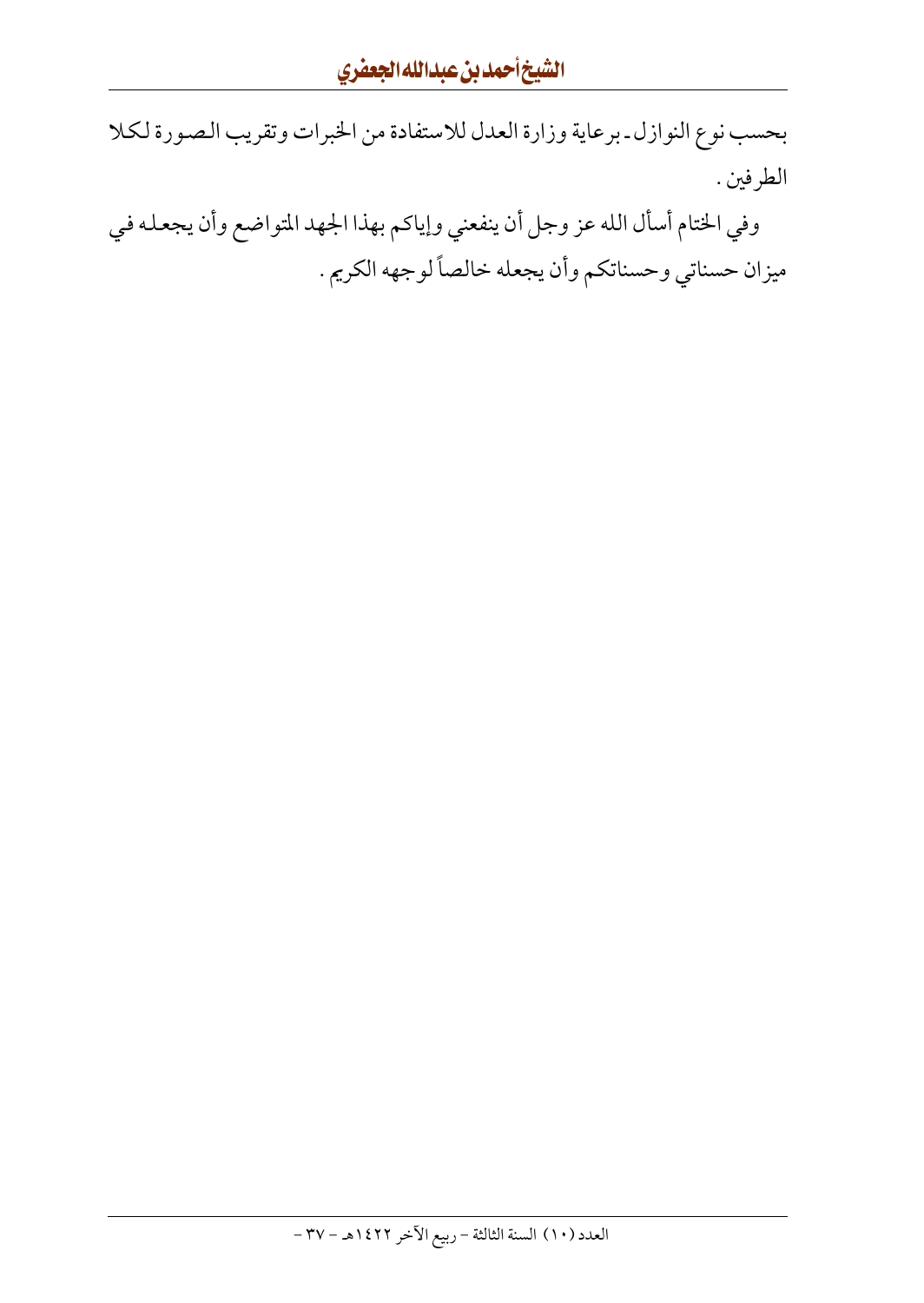بحسب نوع النوازل ـ برعاية وزارة العدل للاستفادة من الخبرات وتقريب الصورة لكلا الطرفين .

وفي الختام أسأل الله عز وجل أن ينفعني وإياكم بهذا الجهد المتواضع وأن يجعله في ميزان حسناتي وحسناتكم وأن يجعله خالصاً لوجهه الكريم .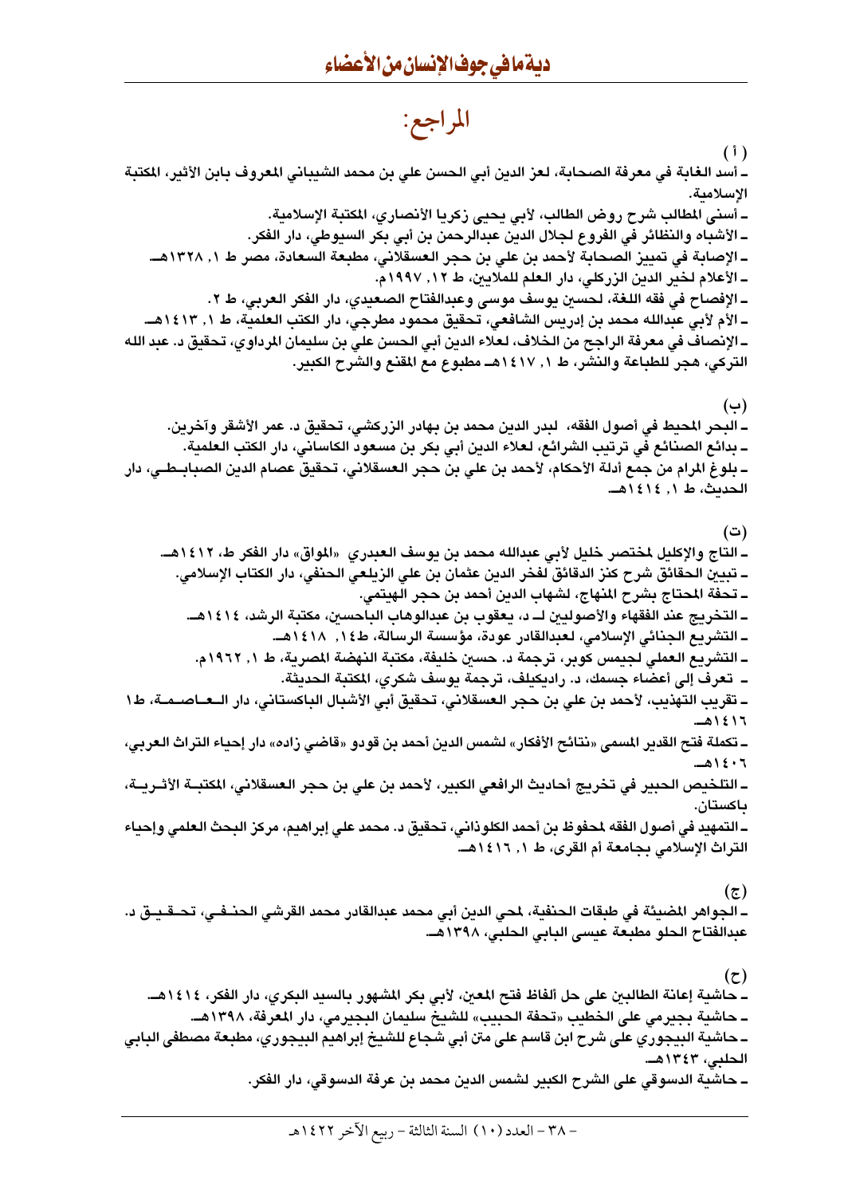# المراجع:

(أ)

- أسد الغابة في معرفة الصحابة، لعز الدين أبي الحسن علي بن محمد الشيباني المعروف بابن الأثير، المكتبة الإسلامية.
- أسنى المطالب شرح روض الطالب، لأبي يحيى زكريا الأنصاري، المكتبة الإسلامية.
- الأشباه والنظائر في الفروع لجلال الدين عبدالرحمن بن أبي بكر السيوطي، دار الفكر.
- الإصابة في تمييز الصحابة لأحمد بن علي بن حجر العسقلاني، مطبعة السعادة، مصر ط ١, ١٣٢٨هـ.
- الأعلام لخير الدين الزركلي، دار العلم للملايين، ط ١٢, ١٩٩٧م.
- الإفصاح في فقه اللغة، لحسين يوسف موسى وعبدالفتاح الصعيدي، دار الفكر العربي، ط ٢.
- الأم لأبي عبدالله محمد بن إدريس الشافعي، تحقيق محمود مطرجي، دار الكتب العلمية، ط ١, ١٤١٣هـ.
- الإنصاف في معرفة الراجح من الخلاف، لعلاء الدين أبي الحسن علي بن سليمان المرداوي، تحقيق د. عبد الله التركي، هجر للطباعة والنشر، ط ١, ١٤١٧هـ مطبوع مع المقنع والشرح الكبير.

(ب)

- البحر المحيط في أصول الفقه، لبدر الدين محمد بن بهادر الزركشي، تحقيق د. عمر الأشقر وآخرين.
- بدائع الصنائع في ترتيب الشرائع، لعلاء الدين أبي بكر بن مسعود الكاساني، دار الكتب العلمية.
- بلوغ المرام من جمع أدلة الأحكام، لأحمد بن علي بن حجر العسقلاني، تحقيق عصام الدين الصبابطي، دار الحديث، ط ١, ١٤١٤هـ.

(ت)

- التاج والإكليل لمختصر خليل لأبي عبدالله محمد بن يوسف العبدري «المواق» دار الفكر ط، ١٤١٢هـ.
- تبيين الحقائق شرح كنز الدقائق لفخر الدين عثمان بن علي الزيلعي الحنفي، دار الكتاب الإسلامي.
- تحفة المحتاج بشرح المنهاج، لشهاب الدين أحمد بن حجر الهيتمي.
- التخريج عند الفقهاء والأصوليين لـ د، يعقوب بن عبدالوهاب الباحسين، مكتبة الرشد، ١٤١٤هـ.
- التشريع الجنائي الإسلامي، لعبدالقادر عودة، مؤسسة الرسالة، ط١٤, ١٤١٨هـ.
- التشريع العملي لجيمس كوبر، ترجمة د. حسن خليفة، مكتبة النهضة المصرية، ط ١, ١٩٦٢م.
- تعرف إلى أعضاء جسمك، د. راديكيلف، ترجمة يوسف شكري، المكتبة الحديثة.
- تقريب التهذيب، لأحمد بن علي بن حجر العسقلاني، تحقيق أبي الأشبال الباكستاني، دار العاصمة، ط١ ١٤١٦هـ.
- تكملة فتح القدير المسمى «نتائج الأفكار» لشمس الدين أحمد بن قودو «قاضي زاده» دار إحياء التراث العربي، ١٤٠٦هـ.
- التلخيص الحبير في تخريج أحاديث الرافعي الكبير، لأحمد بن علي بن حجر العسقلاني، المكتبة الأثرية، باكستان.
- التمهيد في أصول الفقه لمحفوظ بن أحمد الكلوذاني، تحقيق د. محمد علي إبراهيم، مركز البحث العلمي وإحياء التراث الإسلامي بجامعة أم القرى، ط ١, ١٤١٦هـ.

(ج)

- الجواهر المضيئة في طبقات الحنفية، لمحي الدين أبي محمد عبدالقادر محمد القرشي الحنفي، تحقيق د. عبدالفتاح الحلو مطبعة عيسى البابي الحلبي، ١٣٩٨هـ.

(ح)

- حاشية إعانة الطالبين على حل ألفاظ فتح المعين، لأبي بكر المشهور بالسيد البكري، دار الفكر، ١٤١٤هـ.
- حاشية بجيرمي على الخطيب «تحفة الحبيب» للشيخ سليمان البجيرمي، دار المعرفة، ١٣٩٨هـ.
- حاشية البيجوري على شرح ابن قاسم على متن أبي شجاع للشيخ إبراهيم البيجوري، مطبعة مصطفى البابي الحلبي، ١٣٤٣هـ.
- حاشية الدسوقي على الشرح الكبير لشمس الدين محمد بن عرفة الدسوقي، دار الفكر.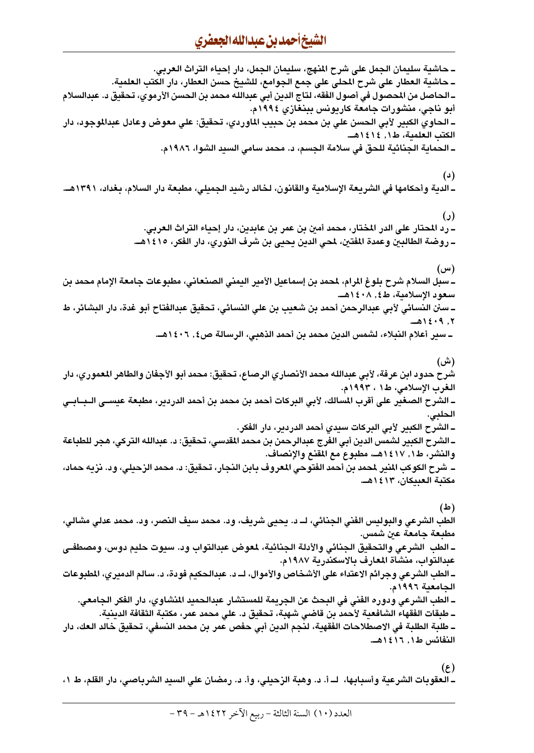ـ حاشية سليمان الجمل على شرح المنهج، سليمان الجمل، دار إحياء التراث العربي.

ـ حاشية العطار على شرح المحلى على جمع الجوامع، للشيخ حسن العطار، دار الكتب العلمية.

ـ الحاصل من المحصول في أصول الفقه، لتاج الدين أبي عبدالله محمد بن الحسن الأرموي، تحقيق د. عبدالسلام أبو ناجي، منشورات جامعة كاريونس ببنغازي ١٩٩٤م.

ـ الحاوي الكبير لأبي الحسن علي بن محمد بن حبيب الماوردي، تحقيق: علي معوض وعادل عبدالموجود، دار الكتب العلمية، ط١، ١٤١٤هـ.

ـ الحماية الجنائية للحق في سلامة الجسم، د. محمد سامي السيد الشوا، ١٩٨٦م.

(د)

ـ الدية وأحكامها في الشريعة الإسلامية والقانون، لخالد رشيد الجميلي، مطبعة دار السلام، بغداد، ١٣٩١هـ.

(ر)

ـ رد المحتار على الدر المختار، محمد أمين بن عمر بن عابدين، دار إحياء التراث العربي.

ـ روضة الطالبين وعمدة المفتين، لمحي الدين يحيى بن شرف النوري، دار الفكر، ١٤١٥هـ.

(س)

ـ سبل السلام شرح بلوغ المرام، لمحمد بن إسماعيل الأمير اليمني الصنعاني، مطبوعات جامعة الإمام محمد بن سعود الإسلامية، ط٤، ١٤٠٨هـ.

ـ سنن النسائي لأبي عبدالرحمن أحمد بن شعيب بن علي النسائي، تحقيق عبدالفتاح أبو غدة، دار البشائر، ط ٢، ١٤٠٩هـ.

ـ سير أعلام النبلاء، لشمس الدين محمد بن أحمد الذهبي، الرسالة ص٤، ١٤٠٦هـ.

(ش)

شرح حدود ابن عرفة، لأبي عبدالله محمد الأنصاري الرصاع، تحقيق: محمد أبو الأجفان والطاهر المعموري، دار الغرب الإسلامي، ط١ ، ١٩٩٣م.

ـ الشرح الصغير على أقرب المسالك، لأبي البركات أحمد بن محمد بن أحمد الدردير، مطبعة عيسى البابي الحلبي.

ـ الشرح الكبير لأبي البركات سيدي أحمد الدردير، دار الفكر.

ـ الشرح الكبير لشمس الدين أبي الفرج عبدالرحمن بن محمد المقدسي، تحقيق: د. عبدالله التركي، هجر للطباعة والنشر، ط١، ١٤١٧هـ، مطبوع مع المقنع والإنصاف.

ـ شرح الكوكب المنير لمحمد بن أحمد الفتوحي المعروف بابن النجار، تحقيق: د. محمد الزحيلي، ود. نزيه حماد، مكتبة العبيكان، ١٤١٣هـ.

(ط)

الطب الشرعي والبوليس الفني الجنائي، لـ د. يحيى شريف، ود. محمد سيف النصر، ود. محمد عدلي مشالي، مطبعة جامعة عين شمس.

ـ الطب الشرعي والتحقيق الجنائي والأدلة الجنائية، لمعوض عبدالتواب ود. سيوت حليم دوس، ومصطفى عبدالتواب، منشأة المعارف بالاسكندرية ١٩٨٧م.

ـ الطب الشرعي وجرائم الاعتداء على الأشخاص والأموال، لـ د. عبدالحكيم فودة، د. سالم الدميري، المطبوعات الجامعية ١٩٩٦م.

ـ الطب الشرعي ودوره الفني في البحث عن الجريمة للمستشار عبدالحميد المنشاوي، دار الفكر الجامعي.

ـ طبقات الفقهاء الشافعية لأحمد بن قاضي شهبة، تحقيق د. علي محمد عمر، مكتبة الثقافة الدينية.

ـ طلبة الطلبة في الاصطلاحات الفقهية، لنجم الدين أبي حفص عمر بن محمد النسفي، تحقيق خالد العك، دار النفائس ط١، ١٤١٦هـ.

(ع)

ـ العقوبات الشرعية وأسبابها، لـ أ. د. وهبة الزحيلي، وأ. د. رمضان علي السيد الشرباصي، دار القلم، ط ١،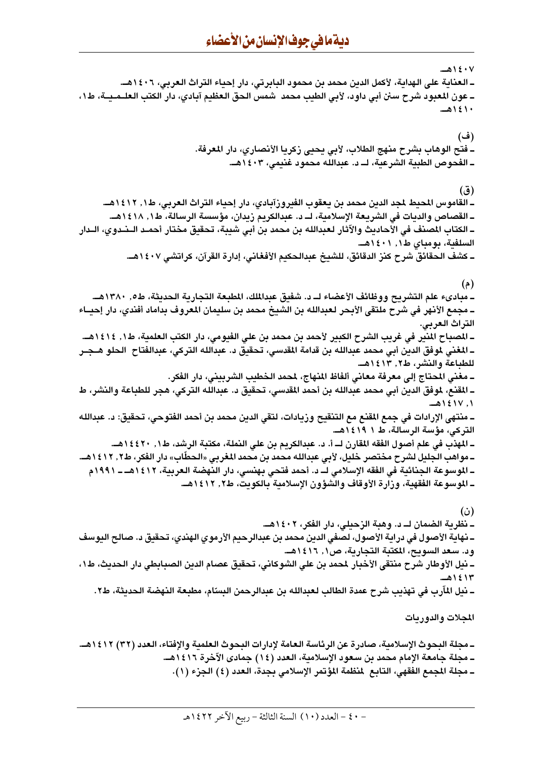١٤٠٧هـ

ـ العناية على الهداية، لأكمل الدين محمد بن محمود البابرتي، دار إحياء التراث العربي، ١٤٠٦هـ.

ـ عون المعبود شرح سنن أبي داود، لأبي الطيب محمد شمس الحق العظيم آبادي، دار الكتب العلمية، ط١، ١٤١٠هـ

(ف)

ـ فتح الوهاب بشرح منهج الطلاب، لأبي يحيى زكريا الأنصاري، دار المعرفة.

ـ الفحوص الطبية الشرعية، لـ د. عبدالله محمود غنيمي، ١٤٠٣هـ.

(ق)

ـ القاموس المحيط لمجد الدين محمد بن يعقوب الفيروزآبادي، دار إحياء التراث العربي، ط١, ١٤١٢هـ

ـ القصاص والديات في الشريعة الإسلامية، لـ د. عبدالكريم زيدان، مؤسسة الرسالة، ط١, ١٤١٨هـ.

ـ الكتاب المصنف في الأحاديث والآثار لعبدالله بن محمد بن أبي شيبة، تحقيق مختار أحمد الندوي، الدار السلفية، بومباي ط١, ١٤٠١هـ.

ـ كشف الحقائق شرح كنز الدقائق، للشيخ عبدالحكيم الأفغاني، إدارة القرآن، كراتشي ١٤٠٧هـ.

(م)

ـ مبادىء علم التشريح ووظائف الأعضاء لـ د. شفيق عبدالملك، المطبعة التجارية الحديثة، ط٥, ١٣٨٠هـ

ـ مجمع الأنهر في شرح ملتقى الأبحر لعبدالله بن الشيخ محمد بن سليمان المعروف بداماد أفندي، دار إحياء التراث العربي.

ـ المصباح المنير في غريب الشرح الكبير لأحمد بن محمد بن علي الفيومي، دار الكتب العلمية، ط١, ١٤١٤هـ.

ـ المغني لموفق الدين أبي محمد عبدالله بن قدامة المقدسي، تحقيق د. عبدالله التركي، عبدالفتاح الحلو هجر للطباعة والنشر، ط٢, ١٤١٣هـ

ـ مغني المحتاج إلى معرفة معاني ألفاظ المنهاج، لمحمد الخطيب الشربيني، دار الفكر.

ـ المقنع، لموفق الدين أبي محمد عبدالله بن أحمد المقدسي، تحقيق د. عبدالله التركي، هجر للطباعة والنشر، ط ١, ١٤١٧هـ

ـ منتهى الإرادات في جمع المقنع مع التنقيح وزيادات، لتقي الدين محمد بن أحمد الفتوحي، تحقيق: د. عبدالله التركي، مؤسة الرسالة، ط ١ ١٤١٩هـ

ـ المهذب في علم أصول الفقه المقارن لـ أ. د. عبدالكريم بن علي النملة، مكتبة الرشد، ط١, ١٤٢٠هـ.

ـ مواهب الجليل لشرح مختصر خليل، لأبي عبدالله محمد بن محمد المغربي «الحطّاب» دار الفكر، ط٢, ١٤١٢هـ.

ـ الموسوعة الجنائية في الفقه الإسلامي لـ د. أحمد فتحي بهنسي، دار النهضة العربية، ١٤١٢هـ ـ ١٩٩١م

ـ الموسوعة الفقهية، وزارة الأوقاف والشؤون الإسلامية بالكويت، ط٢, ١٤١٢هـ.

(ن)

ـ نظرية الضمان لـ د. وهبة الزحيلي، دار الفكر، ١٤٠٢هـ.

ـ نهاية الأصول في دراية الأصول، لصفي الدين محمد بن عبدالرحيم الأرموي الهندي، تحقيق د. صالح اليوسف ود. سعد السويح، المكتبة التجارية، ص١, ١٤١٦هـ.

ـ نيل الأوطار شرح منتقى الأخبار لمحمد بن علي الشوكاني، تحقيق عصام الدين الصبابطي دار الحديث، ط١، ١٤١٣هـ

ـ نيل المآرب في تهذيب شرح عمدة الطالب لعبدالله بن عبدالرحمن البسّام، مطبعة النهضة الحديثة، ط٢.

المجلات والدوريات

ـ مجلة البحوث الإسلامية، صادرة عن الرئاسة العامة لإدارات البحوث العلمية والإفتاء، العدد (٣٢) ١٤١٢هـ.

ـ مجلة جامعة الإمام محمد بن سعود الإسلامية، العدد (١٤) جمادى الآخرة ١٤١٦هـ.

ـ مجلة المجمع الفقهي، التابع لمنظمة المؤتمر الإسلامي بجدة، العدد (٤) الجزء (١).